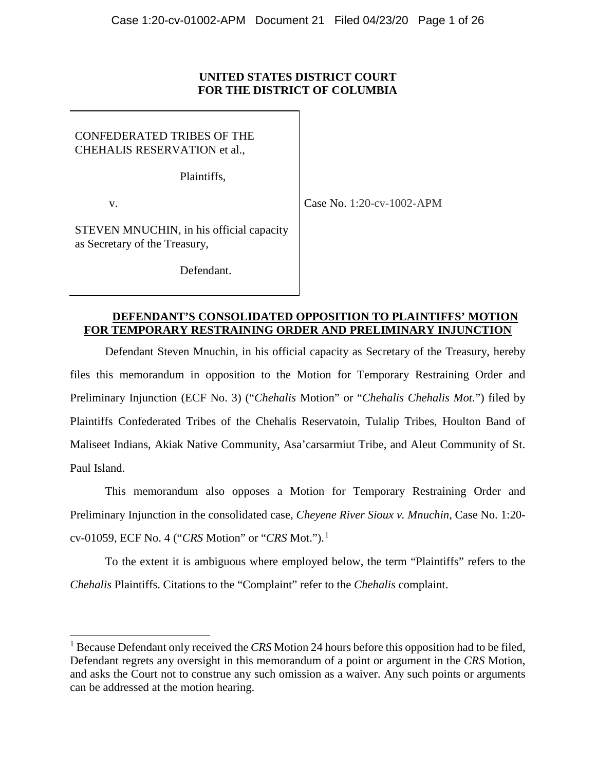**UNITED STATES DISTRICT COURT**
**FOR THE DISTRICT OF COLUMBIA**

CONFEDERATED TRIBES OF THE CHEHALIS RESERVATION et al.,

Plaintiffs,

v.

STEVEN MNUCHIN, in his official capacity as Secretary of the Treasury,

Defendant.

Case No. 1:20-cv-1002-APM

**DEFENDANT'S CONSOLIDATED OPPOSITION TO PLAINTIFFS' MOTION FOR TEMPORARY RESTRAINING ORDER AND PRELIMINARY INJUNCTION**

Defendant Steven Mnuchin, in his official capacity as Secretary of the Treasury, hereby files this memorandum in opposition to the Motion for Temporary Restraining Order and Preliminary Injunction (ECF No. 3) ("*Chehalis* Motion" or "*Chehalis Chehalis Mot.*") filed by Plaintiffs Confederated Tribes of the Chehalis Reservatoin, Tulalip Tribes, Houlton Band of Maliseet Indians, Akiak Native Community, Asa'carsarmiut Tribe, and Aleut Community of St. Paul Island.

This memorandum also opposes a Motion for Temporary Restraining Order and Preliminary Injunction in the consolidated case, *Cheyene River Sioux v. Mnuchin*, Case No. 1:20-cv-01059, ECF No. 4 ("*CRS* Motion" or "*CRS* Mot.").[1]

To the extent it is ambiguous where employed below, the term "Plaintiffs" refers to the *Chehalis* Plaintiffs. Citations to the "Complaint" refer to the *Chehalis* complaint.

---

[1] Because Defendant only received the *CRS* Motion 24 hours before this opposition had to be filed, Defendant regrets any oversight in this memorandum of a point or argument in the *CRS* Motion, and asks the Court not to construe any such omission as a waiver. Any such points or arguments can be addressed at the motion hearing.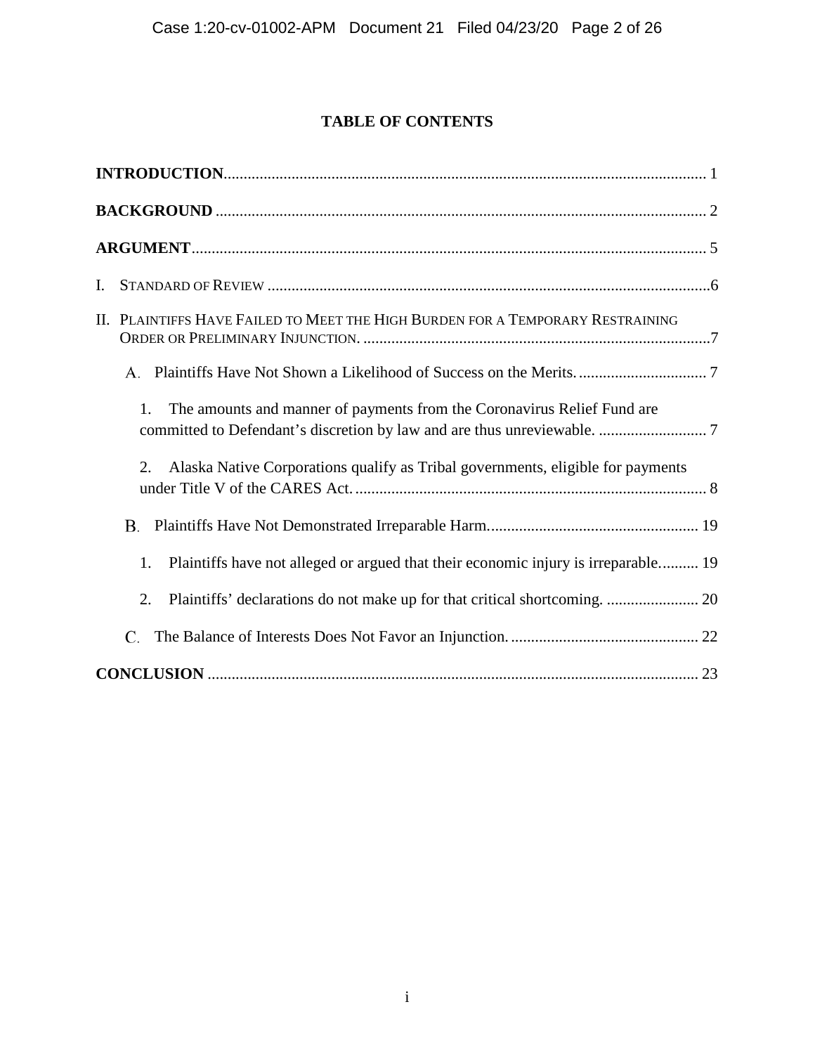# TABLE OF CONTENTS

**INTRODUCTION** ........................................................................................................................ 1

**BACKGROUND** ......................................................................................................................... 2

**ARGUMENT** ............................................................................................................................... 5

I. STANDARD OF REVIEW ............................................................................................................. 6

II. PLAINTIFFS HAVE FAILED TO MEET THE HIGH BURDEN FOR A TEMPORARY RESTRAINING ORDER OR PRELIMINARY INJUNCTION. ....................................................................................... 7

   A. Plaintiffs Have Not Shown a Likelihood of Success on the Merits. ................................ 7

      1. The amounts and manner of payments from the Coronavirus Relief Fund are committed to Defendant's discretion by law and are thus unreviewable. ........................... 7

      2. Alaska Native Corporations qualify as Tribal governments, eligible for payments under Title V of the CARES Act. ......................................................................................... 8

   B. Plaintiffs Have Not Demonstrated Irreparable Harm. .................................................... 19

      1. Plaintiffs have not alleged or argued that their economic injury is irreparable. ......... 19

      2. Plaintiffs' declarations do not make up for that critical shortcoming. ....................... 20

   C. The Balance of Interests Does Not Favor an Injunction. .............................................. 22

**CONCLUSION** .......................................................................................................................... 23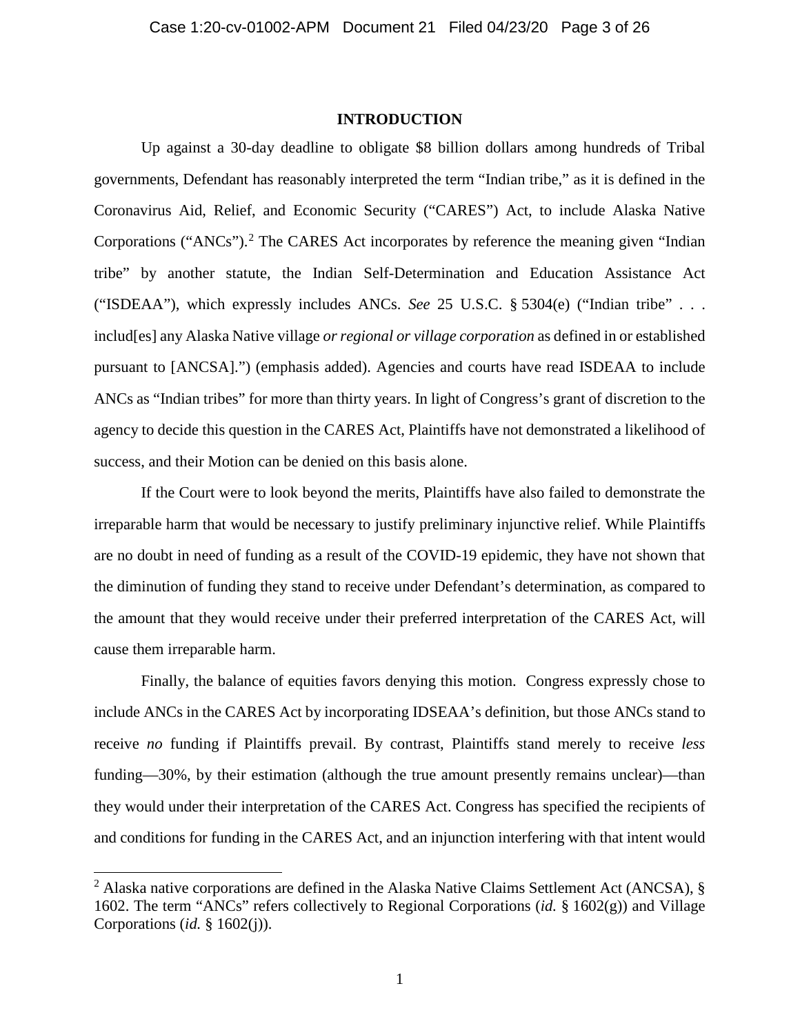# INTRODUCTION

Up against a 30-day deadline to obligate \$8 billion dollars among hundreds of Tribal governments, Defendant has reasonably interpreted the term "Indian tribe," as it is defined in the Coronavirus Aid, Relief, and Economic Security ("CARES") Act, to include Alaska Native Corporations ("ANCs").[2] The CARES Act incorporates by reference the meaning given "Indian tribe" by another statute, the Indian Self-Determination and Education Assistance Act ("ISDEAA"), which expressly includes ANCs. *See* 25 U.S.C. § 5304(e) ("Indian tribe" . . . includ[es] any Alaska Native village *or regional or village corporation* as defined in or established pursuant to [ANCSA].") (emphasis added). Agencies and courts have read ISDEAA to include ANCs as "Indian tribes" for more than thirty years. In light of Congress's grant of discretion to the agency to decide this question in the CARES Act, Plaintiffs have not demonstrated a likelihood of success, and their Motion can be denied on this basis alone.

If the Court were to look beyond the merits, Plaintiffs have also failed to demonstrate the irreparable harm that would be necessary to justify preliminary injunctive relief. While Plaintiffs are no doubt in need of funding as a result of the COVID-19 epidemic, they have not shown that the diminution of funding they stand to receive under Defendant's determination, as compared to the amount that they would receive under their preferred interpretation of the CARES Act, will cause them irreparable harm.

Finally, the balance of equities favors denying this motion. Congress expressly chose to include ANCs in the CARES Act by incorporating IDSEAA's definition, but those ANCs stand to receive *no* funding if Plaintiffs prevail. By contrast, Plaintiffs stand merely to receive *less* funding—30%, by their estimation (although the true amount presently remains unclear)—than they would under their interpretation of the CARES Act. Congress has specified the recipients of and conditions for funding in the CARES Act, and an injunction interfering with that intent would

[2] Alaska native corporations are defined in the Alaska Native Claims Settlement Act (ANCSA), § 1602. The term "ANCs" refers collectively to Regional Corporations (*id.* § 1602(g)) and Village Corporations (*id.* § 1602(j)).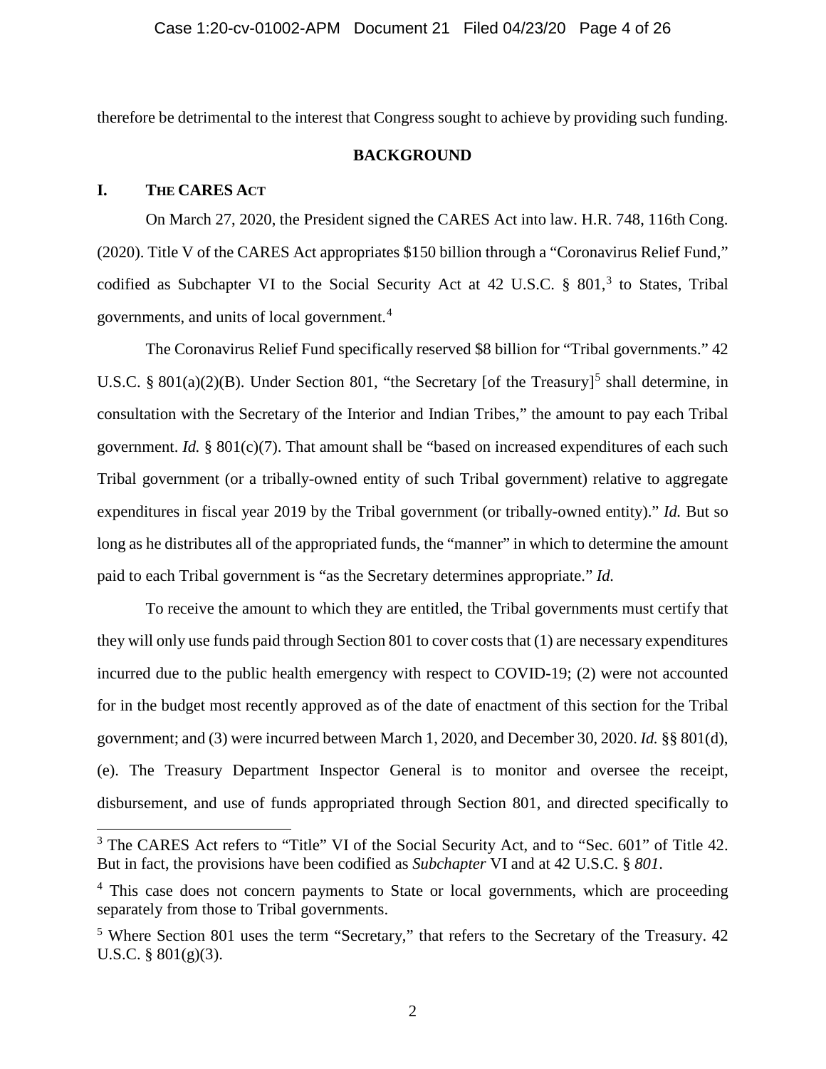therefore be detrimental to the interest that Congress sought to achieve by providing such funding.

## BACKGROUND

### I. THE CARES ACT

On March 27, 2020, the President signed the CARES Act into law. H.R. 748, 116th Cong. (2020). Title V of the CARES Act appropriates $150 billion through a "Coronavirus Relief Fund," codified as Subchapter VI to the Social Security Act at 42 U.S.C. § 801,[3] to States, Tribal governments, and units of local government.[4]

The Coronavirus Relief Fund specifically reserved $8 billion for "Tribal governments." 42 U.S.C. § 801(a)(2)(B). Under Section 801, "the Secretary [of the Treasury][5] shall determine, in consultation with the Secretary of the Interior and Indian Tribes," the amount to pay each Tribal government. *Id.* § 801(c)(7). That amount shall be "based on increased expenditures of each such Tribal government (or a tribally-owned entity of such Tribal government) relative to aggregate expenditures in fiscal year 2019 by the Tribal government (or tribally-owned entity)." *Id.* But so long as he distributes all of the appropriated funds, the "manner" in which to determine the amount paid to each Tribal government is "as the Secretary determines appropriate." *Id.*

To receive the amount to which they are entitled, the Tribal governments must certify that they will only use funds paid through Section 801 to cover costs that (1) are necessary expenditures incurred due to the public health emergency with respect to COVID-19; (2) were not accounted for in the budget most recently approved as of the date of enactment of this section for the Tribal government; and (3) were incurred between March 1, 2020, and December 30, 2020. *Id.* §§ 801(d), (e). The Treasury Department Inspector General is to monitor and oversee the receipt, disbursement, and use of funds appropriated through Section 801, and directed specifically to

---

[3] The CARES Act refers to "Title" VI of the Social Security Act, and to "Sec. 601" of Title 42. But in fact, the provisions have been codified as *Subchapter* VI and at 42 U.S.C. § *801*.

[4] This case does not concern payments to State or local governments, which are proceeding separately from those to Tribal governments.

[5] Where Section 801 uses the term "Secretary," that refers to the Secretary of the Treasury. 42 U.S.C. § 801(g)(3).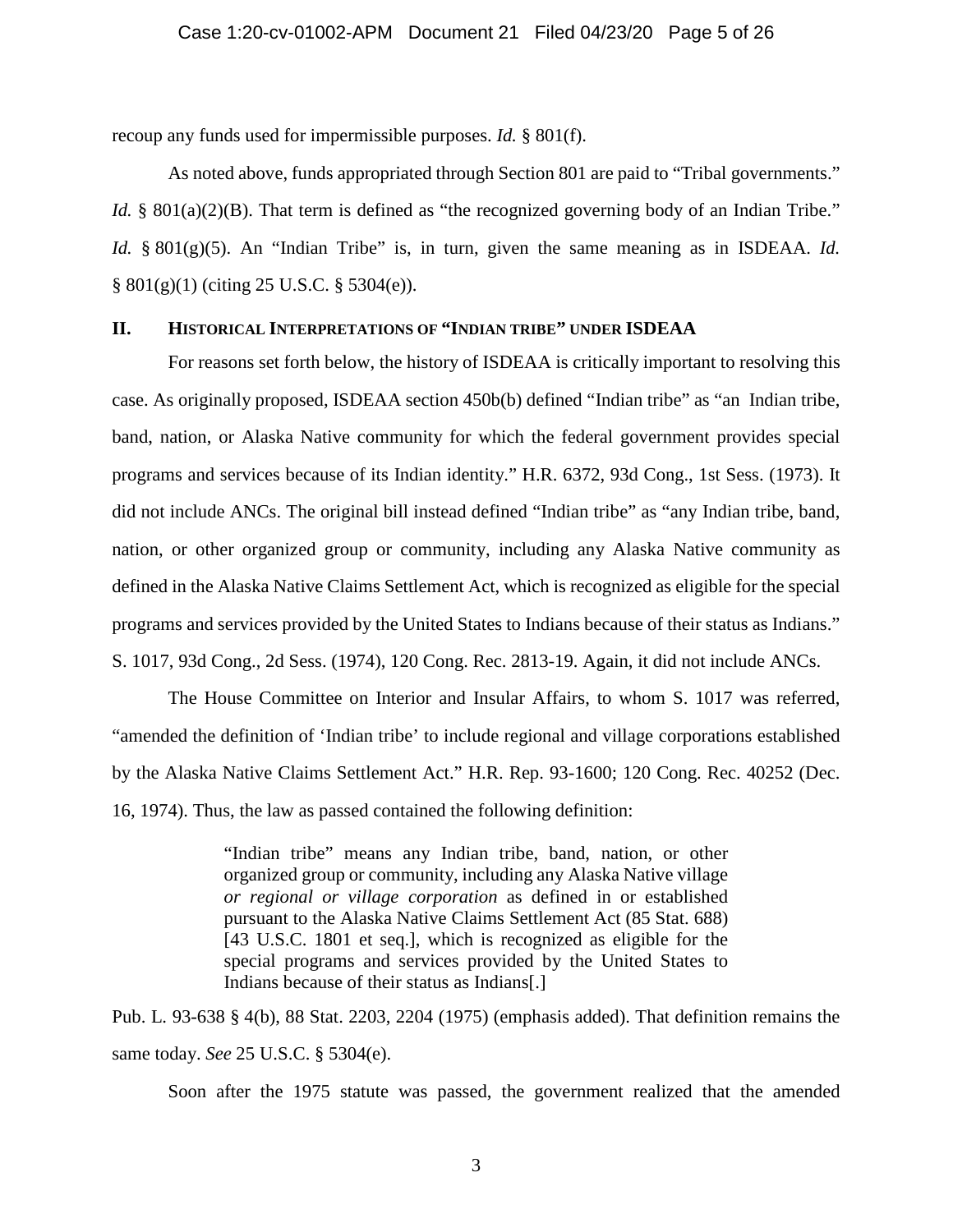recoup any funds used for impermissible purposes. *Id.* § 801(f).

As noted above, funds appropriated through Section 801 are paid to "Tribal governments." *Id.* § 801(a)(2)(B). That term is defined as "the recognized governing body of an Indian Tribe." *Id.* § 801(g)(5). An "Indian Tribe" is, in turn, given the same meaning as in ISDEAA. *Id.* § 801(g)(1) (citing 25 U.S.C. § 5304(e)).

## II. HISTORICAL INTERPRETATIONS OF "INDIAN TRIBE" UNDER ISDEAA

For reasons set forth below, the history of ISDEAA is critically important to resolving this case. As originally proposed, ISDEAA section 450b(b) defined "Indian tribe" as "an Indian tribe, band, nation, or Alaska Native community for which the federal government provides special programs and services because of its Indian identity." H.R. 6372, 93d Cong., 1st Sess. (1973). It did not include ANCs. The original bill instead defined "Indian tribe" as "any Indian tribe, band, nation, or other organized group or community, including any Alaska Native community as defined in the Alaska Native Claims Settlement Act, which is recognized as eligible for the special programs and services provided by the United States to Indians because of their status as Indians." S. 1017, 93d Cong., 2d Sess. (1974), 120 Cong. Rec. 2813-19. Again, it did not include ANCs.

The House Committee on Interior and Insular Affairs, to whom S. 1017 was referred, "amended the definition of 'Indian tribe' to include regional and village corporations established by the Alaska Native Claims Settlement Act." H.R. Rep. 93-1600; 120 Cong. Rec. 40252 (Dec. 16, 1974). Thus, the law as passed contained the following definition:

> "Indian tribe" means any Indian tribe, band, nation, or other organized group or community, including any Alaska Native village *or regional or village corporation* as defined in or established pursuant to the Alaska Native Claims Settlement Act (85 Stat. 688) [43 U.S.C. 1801 et seq.], which is recognized as eligible for the special programs and services provided by the United States to Indians because of their status as Indians[.]

Pub. L. 93-638 § 4(b), 88 Stat. 2203, 2204 (1975) (emphasis added). That definition remains the same today. *See* 25 U.S.C. § 5304(e).

Soon after the 1975 statute was passed, the government realized that the amended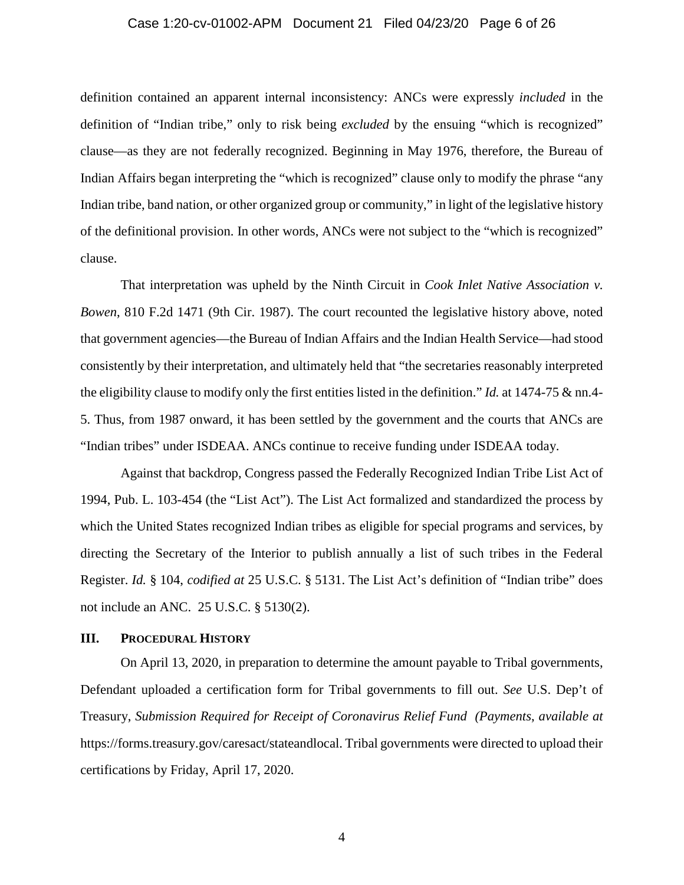definition contained an apparent internal inconsistency: ANCs were expressly *included* in the definition of "Indian tribe," only to risk being *excluded* by the ensuing "which is recognized" clause—as they are not federally recognized. Beginning in May 1976, therefore, the Bureau of Indian Affairs began interpreting the "which is recognized" clause only to modify the phrase "any Indian tribe, band nation, or other organized group or community," in light of the legislative history of the definitional provision. In other words, ANCs were not subject to the "which is recognized" clause.

That interpretation was upheld by the Ninth Circuit in *Cook Inlet Native Association v. Bowen*, 810 F.2d 1471 (9th Cir. 1987). The court recounted the legislative history above, noted that government agencies—the Bureau of Indian Affairs and the Indian Health Service—had stood consistently by their interpretation, and ultimately held that "the secretaries reasonably interpreted the eligibility clause to modify only the first entities listed in the definition." *Id.* at 1474-75 & nn.4-5. Thus, from 1987 onward, it has been settled by the government and the courts that ANCs are "Indian tribes" under ISDEAA. ANCs continue to receive funding under ISDEAA today.

Against that backdrop, Congress passed the Federally Recognized Indian Tribe List Act of 1994, Pub. L. 103-454 (the "List Act"). The List Act formalized and standardized the process by which the United States recognized Indian tribes as eligible for special programs and services, by directing the Secretary of the Interior to publish annually a list of such tribes in the Federal Register. *Id.* § 104, *codified at* 25 U.S.C. § 5131. The List Act's definition of "Indian tribe" does not include an ANC. 25 U.S.C. § 5130(2).

## III. Procedural History

On April 13, 2020, in preparation to determine the amount payable to Tribal governments, Defendant uploaded a certification form for Tribal governments to fill out. *See* U.S. Dep't of Treasury, *Submission Required for Receipt of Coronavirus Relief Fund (Payments*, *available at* https://forms.treasury.gov/caresact/stateandlocal. Tribal governments were directed to upload their certifications by Friday, April 17, 2020.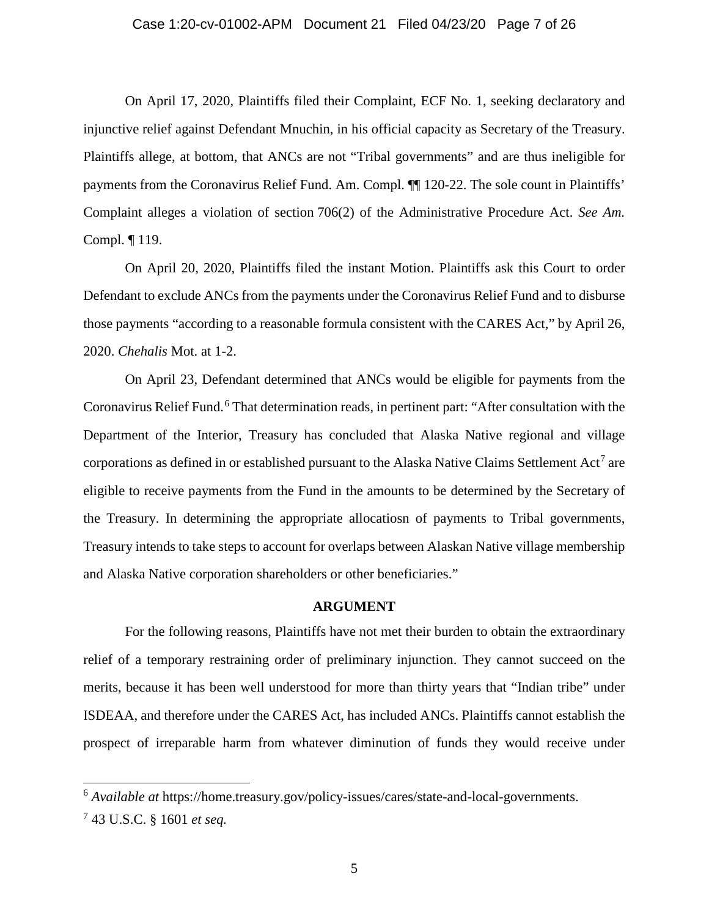On April 17, 2020, Plaintiffs filed their Complaint, ECF No. 1, seeking declaratory and injunctive relief against Defendant Mnuchin, in his official capacity as Secretary of the Treasury. Plaintiffs allege, at bottom, that ANCs are not "Tribal governments" and are thus ineligible for payments from the Coronavirus Relief Fund. Am. Compl. ¶¶ 120-22. The sole count in Plaintiffs' Complaint alleges a violation of section 706(2) of the Administrative Procedure Act. *See Am.* Compl. ¶ 119.

On April 20, 2020, Plaintiffs filed the instant Motion. Plaintiffs ask this Court to order Defendant to exclude ANCs from the payments under the Coronavirus Relief Fund and to disburse those payments "according to a reasonable formula consistent with the CARES Act," by April 26, 2020. *Chehalis* Mot. at 1-2.

On April 23, Defendant determined that ANCs would be eligible for payments from the Coronavirus Relief Fund.[6] That determination reads, in pertinent part: "After consultation with the Department of the Interior, Treasury has concluded that Alaska Native regional and village corporations as defined in or established pursuant to the Alaska Native Claims Settlement Act[7] are eligible to receive payments from the Fund in the amounts to be determined by the Secretary of the Treasury. In determining the appropriate allocatiosn of payments to Tribal governments, Treasury intends to take steps to account for overlaps between Alaskan Native village membership and Alaska Native corporation shareholders or other beneficiaries."

## ARGUMENT

For the following reasons, Plaintiffs have not met their burden to obtain the extraordinary relief of a temporary restraining order of preliminary injunction. They cannot succeed on the merits, because it has been well understood for more than thirty years that "Indian tribe" under ISDEAA, and therefore under the CARES Act, has included ANCs. Plaintiffs cannot establish the prospect of irreparable harm from whatever diminution of funds they would receive under

---

[6] *Available at* https://home.treasury.gov/policy-issues/cares/state-and-local-governments.

[7] 43 U.S.C. § 1601 *et seq.*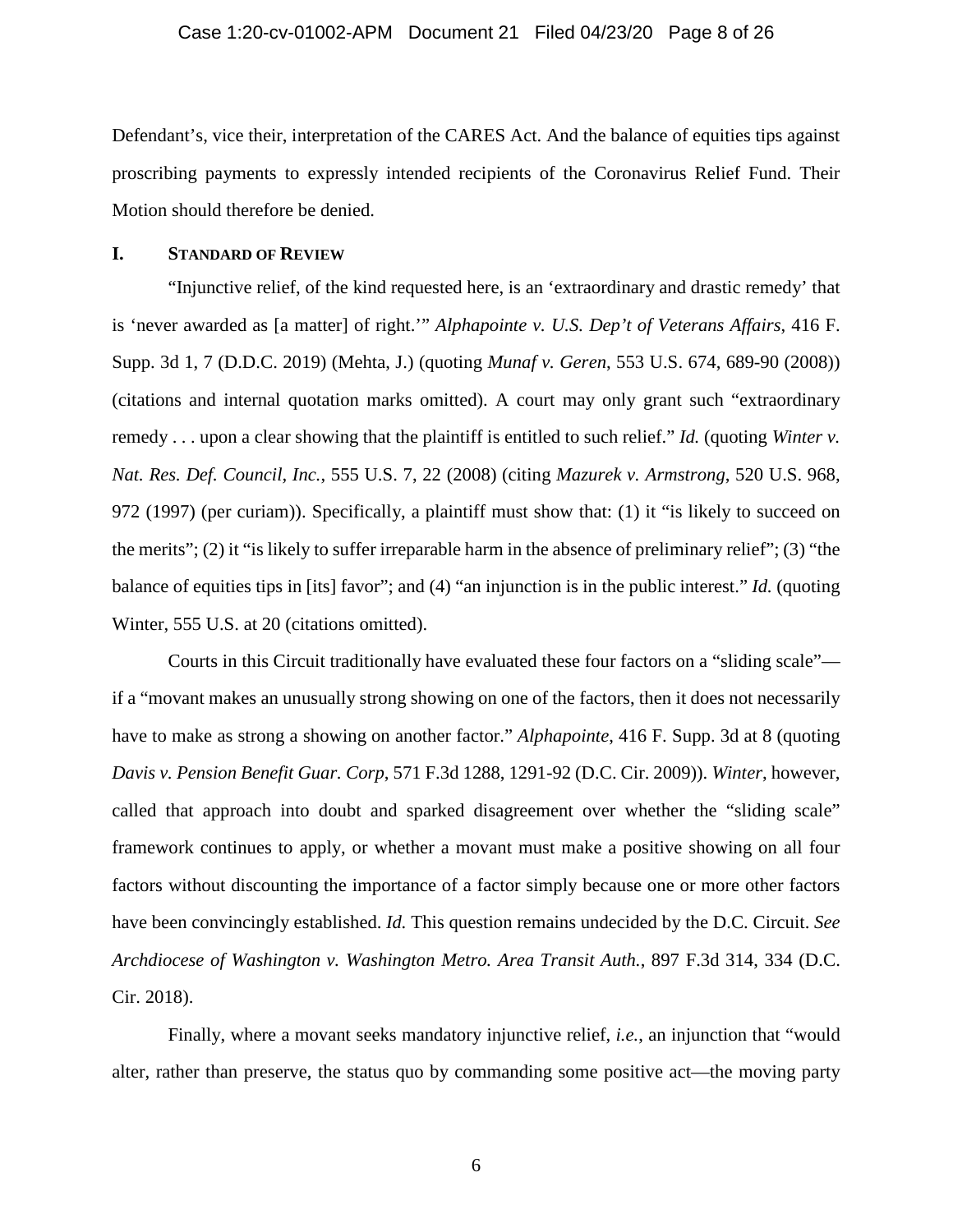Defendant's, vice their, interpretation of the CARES Act. And the balance of equities tips against proscribing payments to expressly intended recipients of the Coronavirus Relief Fund. Their Motion should therefore be denied.

## I. STANDARD OF REVIEW

"Injunctive relief, of the kind requested here, is an 'extraordinary and drastic remedy' that is 'never awarded as [a matter] of right.'" *Alphapointe v. U.S. Dep't of Veterans Affairs*, 416 F. Supp. 3d 1, 7 (D.D.C. 2019) (Mehta, J.) (quoting *Munaf v. Geren*, 553 U.S. 674, 689-90 (2008)) (citations and internal quotation marks omitted). A court may only grant such "extraordinary remedy . . . upon a clear showing that the plaintiff is entitled to such relief." *Id.* (quoting *Winter v. Nat. Res. Def. Council, Inc.*, 555 U.S. 7, 22 (2008) (citing *Mazurek v. Armstrong*, 520 U.S. 968, 972 (1997) (per curiam)). Specifically, a plaintiff must show that: (1) it "is likely to succeed on the merits"; (2) it "is likely to suffer irreparable harm in the absence of preliminary relief"; (3) "the balance of equities tips in [its] favor"; and (4) "an injunction is in the public interest." *Id.* (quoting Winter, 555 U.S. at 20 (citations omitted).

Courts in this Circuit traditionally have evaluated these four factors on a "sliding scale"—if a "movant makes an unusually strong showing on one of the factors, then it does not necessarily have to make as strong a showing on another factor." *Alphapointe*, 416 F. Supp. 3d at 8 (quoting *Davis v. Pension Benefit Guar. Corp*, 571 F.3d 1288, 1291-92 (D.C. Cir. 2009)). *Winter*, however, called that approach into doubt and sparked disagreement over whether the "sliding scale" framework continues to apply, or whether a movant must make a positive showing on all four factors without discounting the importance of a factor simply because one or more other factors have been convincingly established. *Id.* This question remains undecided by the D.C. Circuit. *See Archdiocese of Washington v. Washington Metro. Area Transit Auth.*, 897 F.3d 314, 334 (D.C. Cir. 2018).

Finally, where a movant seeks mandatory injunctive relief, *i.e.*, an injunction that "would alter, rather than preserve, the status quo by commanding some positive act—the moving party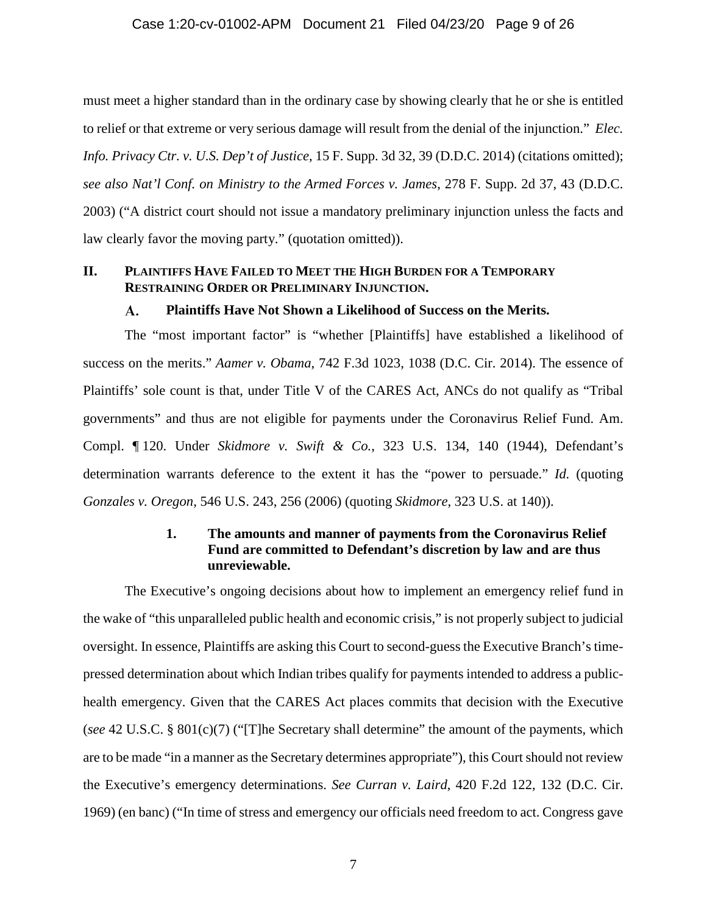must meet a higher standard than in the ordinary case by showing clearly that he or she is entitled to relief or that extreme or very serious damage will result from the denial of the injunction." *Elec. Info. Privacy Ctr. v. U.S. Dep't of Justice*, 15 F. Supp. 3d 32, 39 (D.D.C. 2014) (citations omitted); *see also Nat'l Conf. on Ministry to the Armed Forces v. James*, 278 F. Supp. 2d 37, 43 (D.D.C. 2003) ("A district court should not issue a mandatory preliminary injunction unless the facts and law clearly favor the moving party." (quotation omitted)).

## II. Plaintiffs Have Failed to Meet the High Burden for a Temporary Restraining Order or Preliminary Injunction.

### A. Plaintiffs Have Not Shown a Likelihood of Success on the Merits.

The "most important factor" is "whether [Plaintiffs] have established a likelihood of success on the merits." *Aamer v. Obama*, 742 F.3d 1023, 1038 (D.C. Cir. 2014). The essence of Plaintiffs' sole count is that, under Title V of the CARES Act, ANCs do not qualify as "Tribal governments" and thus are not eligible for payments under the Coronavirus Relief Fund. Am. Compl. ¶ 120. Under *Skidmore v. Swift & Co.*, 323 U.S. 134, 140 (1944), Defendant's determination warrants deference to the extent it has the "power to persuade." *Id.* (quoting *Gonzales v. Oregon*, 546 U.S. 243, 256 (2006) (quoting *Skidmore*, 323 U.S. at 140)).

#### 1. The amounts and manner of payments from the Coronavirus Relief Fund are committed to Defendant's discretion by law and are thus unreviewable.

The Executive's ongoing decisions about how to implement an emergency relief fund in the wake of "this unparalleled public health and economic crisis," is not properly subject to judicial oversight. In essence, Plaintiffs are asking this Court to second-guess the Executive Branch's time-pressed determination about which Indian tribes qualify for payments intended to address a public-health emergency. Given that the CARES Act places commits that decision with the Executive (*see* 42 U.S.C. § 801(c)(7) ("[T]he Secretary shall determine" the amount of the payments, which are to be made "in a manner as the Secretary determines appropriate"), this Court should not review the Executive's emergency determinations. *See Curran v. Laird*, 420 F.2d 122, 132 (D.C. Cir. 1969) (en banc) ("In time of stress and emergency our officials need freedom to act. Congress gave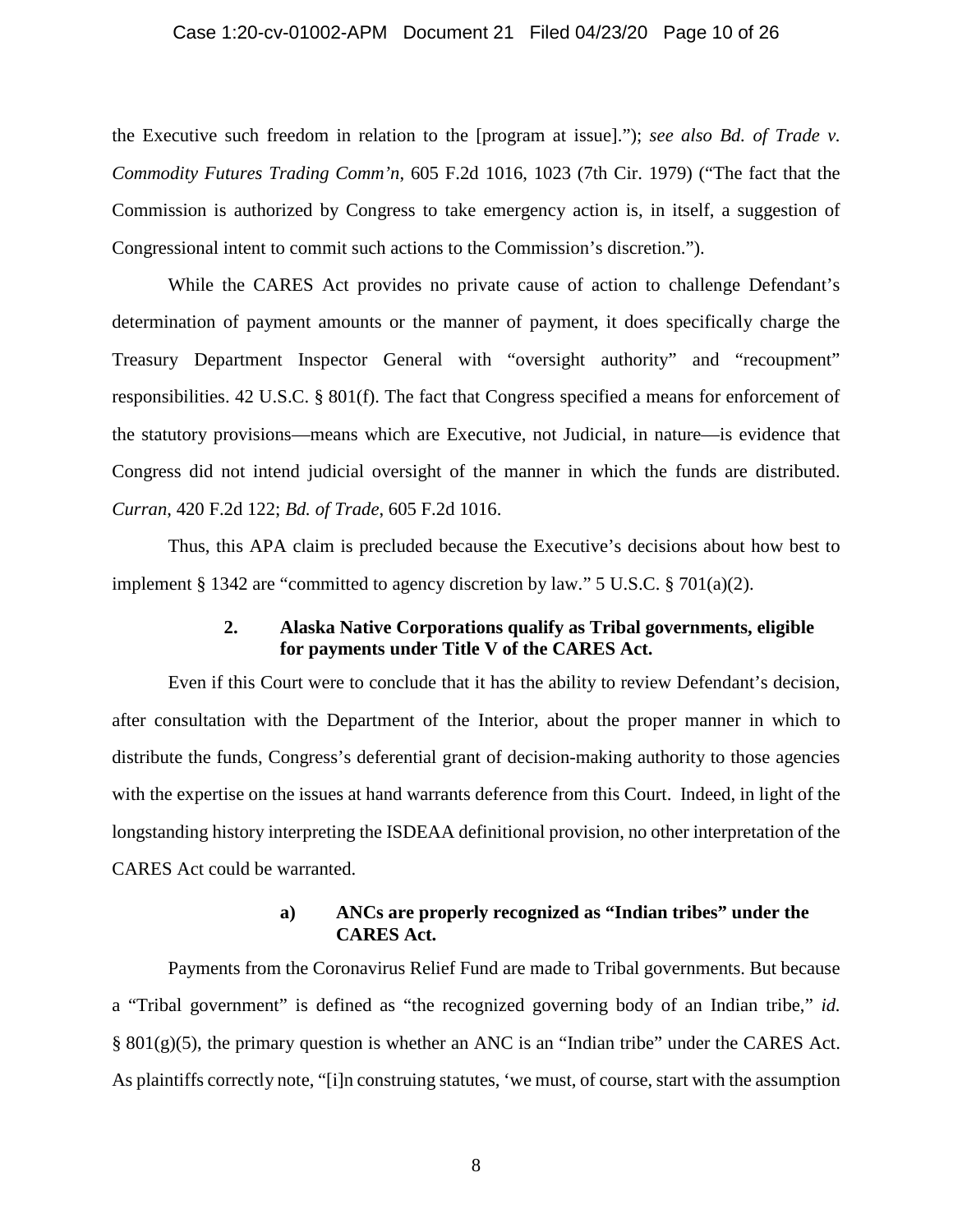the Executive such freedom in relation to the [program at issue]."); *see also Bd. of Trade v. Commodity Futures Trading Comm'n*, 605 F.2d 1016, 1023 (7th Cir. 1979) ("The fact that the Commission is authorized by Congress to take emergency action is, in itself, a suggestion of Congressional intent to commit such actions to the Commission's discretion.").

While the CARES Act provides no private cause of action to challenge Defendant's determination of payment amounts or the manner of payment, it does specifically charge the Treasury Department Inspector General with "oversight authority" and "recoupment" responsibilities. 42 U.S.C. § 801(f). The fact that Congress specified a means for enforcement of the statutory provisions—means which are Executive, not Judicial, in nature—is evidence that Congress did not intend judicial oversight of the manner in which the funds are distributed. *Curran*, 420 F.2d 122; *Bd. of Trade*, 605 F.2d 1016.

Thus, this APA claim is precluded because the Executive's decisions about how best to implement § 1342 are "committed to agency discretion by law." 5 U.S.C. § 701(a)(2).

### 2. Alaska Native Corporations qualify as Tribal governments, eligible for payments under Title V of the CARES Act.

Even if this Court were to conclude that it has the ability to review Defendant's decision, after consultation with the Department of the Interior, about the proper manner in which to distribute the funds, Congress's deferential grant of decision-making authority to those agencies with the expertise on the issues at hand warrants deference from this Court. Indeed, in light of the longstanding history interpreting the ISDEAA definitional provision, no other interpretation of the CARES Act could be warranted.

#### a) ANCs are properly recognized as "Indian tribes" under the CARES Act.

Payments from the Coronavirus Relief Fund are made to Tribal governments. But because a "Tribal government" is defined as "the recognized governing body of an Indian tribe," *id.* § 801(g)(5), the primary question is whether an ANC is an "Indian tribe" under the CARES Act. As plaintiffs correctly note, "[i]n construing statutes, 'we must, of course, start with the assumption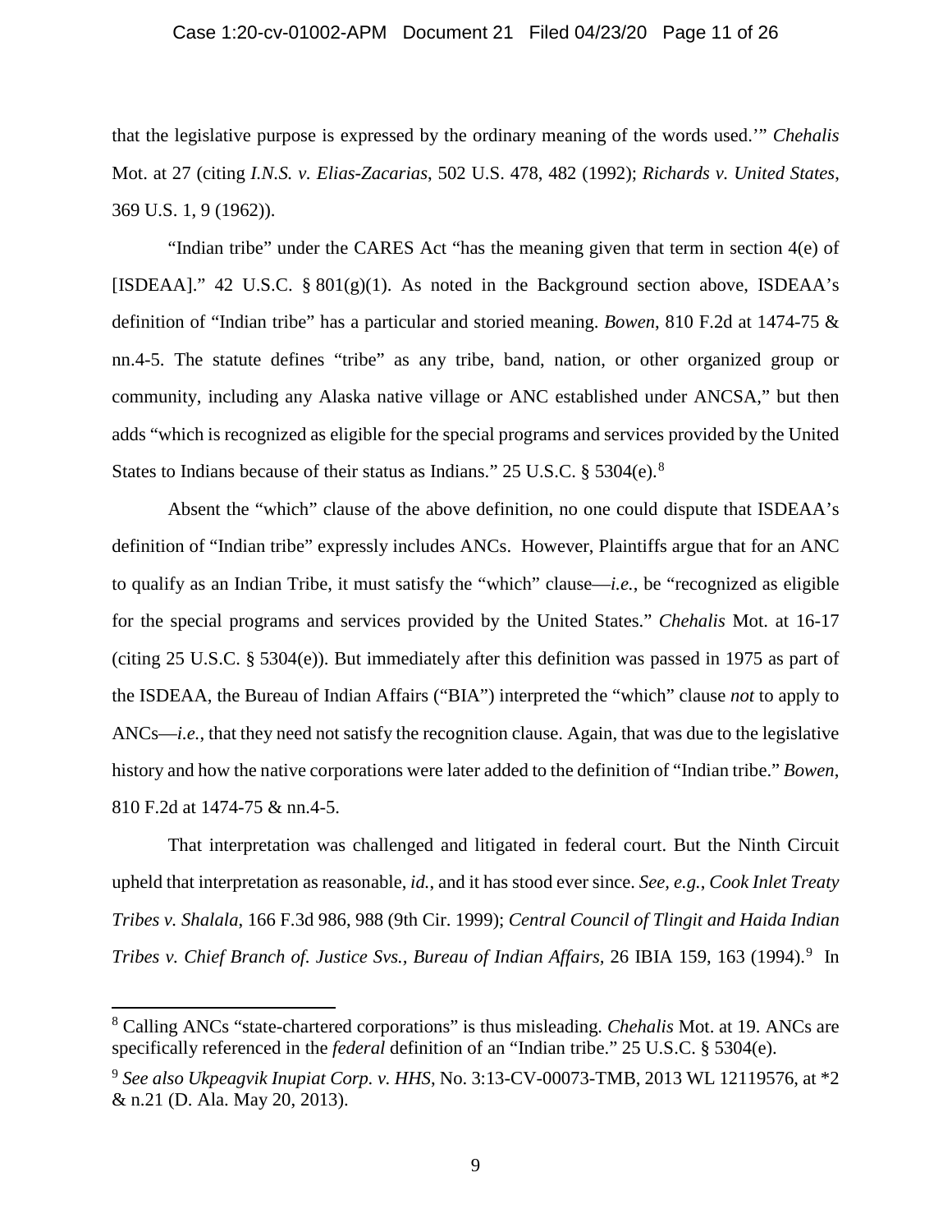that the legislative purpose is expressed by the ordinary meaning of the words used.'" *Chehalis* Mot. at 27 (citing *I.N.S. v. Elias-Zacarias*, 502 U.S. 478, 482 (1992); *Richards v. United States*, 369 U.S. 1, 9 (1962)).

"Indian tribe" under the CARES Act "has the meaning given that term in section 4(e) of [ISDEAA]." 42 U.S.C. § 801(g)(1). As noted in the Background section above, ISDEAA's definition of "Indian tribe" has a particular and storied meaning. *Bowen*, 810 F.2d at 1474-75 & nn.4-5. The statute defines "tribe" as any tribe, band, nation, or other organized group or community, including any Alaska native village or ANC established under ANCSA," but then adds "which is recognized as eligible for the special programs and services provided by the United States to Indians because of their status as Indians." 25 U.S.C. § 5304(e).[8]

Absent the "which" clause of the above definition, no one could dispute that ISDEAA's definition of "Indian tribe" expressly includes ANCs. However, Plaintiffs argue that for an ANC to qualify as an Indian Tribe, it must satisfy the "which" clause—*i.e.*, be "recognized as eligible for the special programs and services provided by the United States." *Chehalis* Mot. at 16-17 (citing 25 U.S.C. § 5304(e)). But immediately after this definition was passed in 1975 as part of the ISDEAA, the Bureau of Indian Affairs ("BIA") interpreted the "which" clause *not* to apply to ANCs—*i.e.*, that they need not satisfy the recognition clause. Again, that was due to the legislative history and how the native corporations were later added to the definition of "Indian tribe." *Bowen*, 810 F.2d at 1474-75 & nn.4-5.

That interpretation was challenged and litigated in federal court. But the Ninth Circuit upheld that interpretation as reasonable, *id.*, and it has stood ever since. *See, e.g.*, *Cook Inlet Treaty Tribes v. Shalala*, 166 F.3d 986, 988 (9th Cir. 1999); *Central Council of Tlingit and Haida Indian Tribes v. Chief Branch of. Justice Svs., Bureau of Indian Affairs*, 26 IBIA 159, 163 (1994).[9] In

---

[8] Calling ANCs "state-chartered corporations" is thus misleading. *Chehalis* Mot. at 19. ANCs are specifically referenced in the *federal* definition of an "Indian tribe." 25 U.S.C. § 5304(e).

[9] *See also Ukpeagvik Inupiat Corp. v. HHS*, No. 3:13-CV-00073-TMB, 2013 WL 12119576, at *2 & n.21 (D. Ala. May 20, 2013).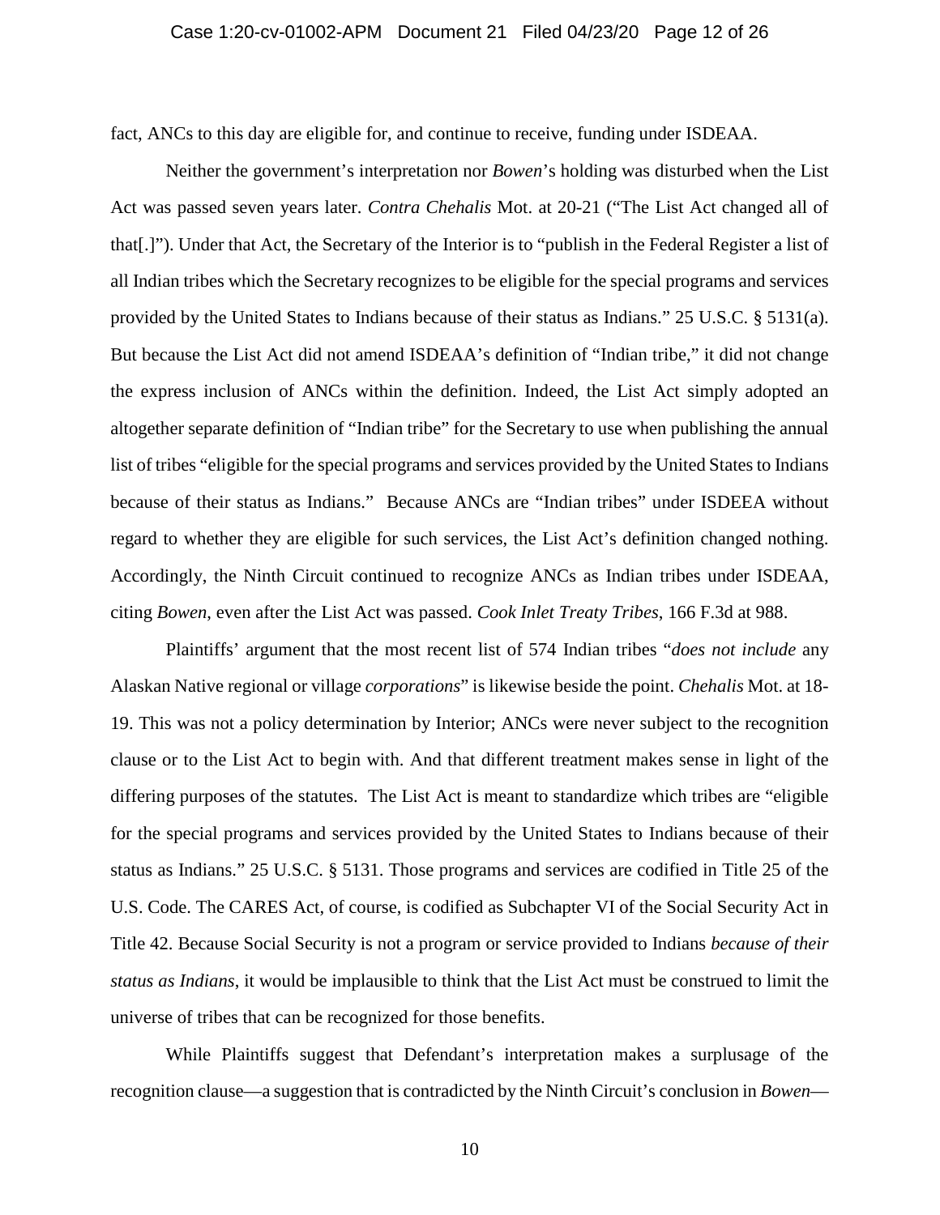fact, ANCs to this day are eligible for, and continue to receive, funding under ISDEAA.

Neither the government's interpretation nor *Bowen*'s holding was disturbed when the List Act was passed seven years later. *Contra Chehalis* Mot. at 20-21 ("The List Act changed all of that[.]"). Under that Act, the Secretary of the Interior is to "publish in the Federal Register a list of all Indian tribes which the Secretary recognizes to be eligible for the special programs and services provided by the United States to Indians because of their status as Indians." 25 U.S.C. § 5131(a). But because the List Act did not amend ISDEAA's definition of "Indian tribe," it did not change the express inclusion of ANCs within the definition. Indeed, the List Act simply adopted an altogether separate definition of "Indian tribe" for the Secretary to use when publishing the annual list of tribes "eligible for the special programs and services provided by the United States to Indians because of their status as Indians." Because ANCs are "Indian tribes" under ISDEEA without regard to whether they are eligible for such services, the List Act's definition changed nothing. Accordingly, the Ninth Circuit continued to recognize ANCs as Indian tribes under ISDEAA, citing *Bowen*, even after the List Act was passed. *Cook Inlet Treaty Tribes*, 166 F.3d at 988.

Plaintiffs' argument that the most recent list of 574 Indian tribes "*does not include* any Alaskan Native regional or village *corporations*" is likewise beside the point. *Chehalis* Mot. at 18-19. This was not a policy determination by Interior; ANCs were never subject to the recognition clause or to the List Act to begin with. And that different treatment makes sense in light of the differing purposes of the statutes. The List Act is meant to standardize which tribes are "eligible for the special programs and services provided by the United States to Indians because of their status as Indians." 25 U.S.C. § 5131. Those programs and services are codified in Title 25 of the U.S. Code. The CARES Act, of course, is codified as Subchapter VI of the Social Security Act in Title 42. Because Social Security is not a program or service provided to Indians *because of their status as Indians*, it would be implausible to think that the List Act must be construed to limit the universe of tribes that can be recognized for those benefits.

While Plaintiffs suggest that Defendant's interpretation makes a surplusage of the recognition clause—a suggestion that is contradicted by the Ninth Circuit's conclusion in *Bowen*—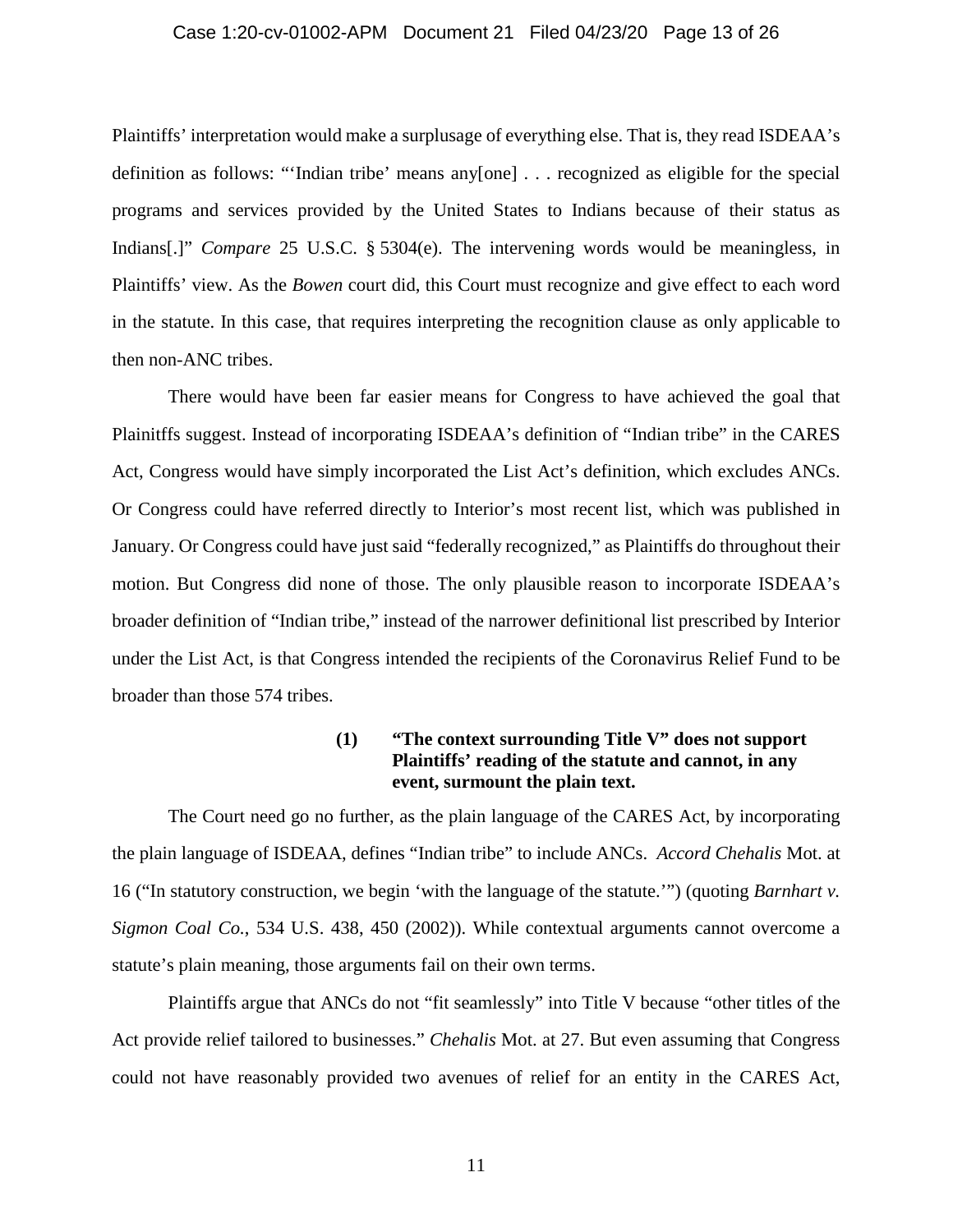Plaintiffs' interpretation would make a surplusage of everything else. That is, they read ISDEAA's definition as follows: "'Indian tribe' means any[one] . . . recognized as eligible for the special programs and services provided by the United States to Indians because of their status as Indians[.]" *Compare* 25 U.S.C. § 5304(e). The intervening words would be meaningless, in Plaintiffs' view. As the *Bowen* court did, this Court must recognize and give effect to each word in the statute. In this case, that requires interpreting the recognition clause as only applicable to then non-ANC tribes.

There would have been far easier means for Congress to have achieved the goal that Plainitffs suggest. Instead of incorporating ISDEAA's definition of "Indian tribe" in the CARES Act, Congress would have simply incorporated the List Act's definition, which excludes ANCs. Or Congress could have referred directly to Interior's most recent list, which was published in January. Or Congress could have just said "federally recognized," as Plaintiffs do throughout their motion. But Congress did none of those. The only plausible reason to incorporate ISDEAA's broader definition of "Indian tribe," instead of the narrower definitional list prescribed by Interior under the List Act, is that Congress intended the recipients of the Coronavirus Relief Fund to be broader than those 574 tribes.

**(1) "The context surrounding Title V" does not support Plaintiffs' reading of the statute and cannot, in any event, surmount the plain text.**

The Court need go no further, as the plain language of the CARES Act, by incorporating the plain language of ISDEAA, defines "Indian tribe" to include ANCs. *Accord Chehalis* Mot. at 16 ("In statutory construction, we begin 'with the language of the statute.'") (quoting *Barnhart v. Sigmon Coal Co.*, 534 U.S. 438, 450 (2002)). While contextual arguments cannot overcome a statute's plain meaning, those arguments fail on their own terms.

Plaintiffs argue that ANCs do not "fit seamlessly" into Title V because "other titles of the Act provide relief tailored to businesses." *Chehalis* Mot. at 27. But even assuming that Congress could not have reasonably provided two avenues of relief for an entity in the CARES Act,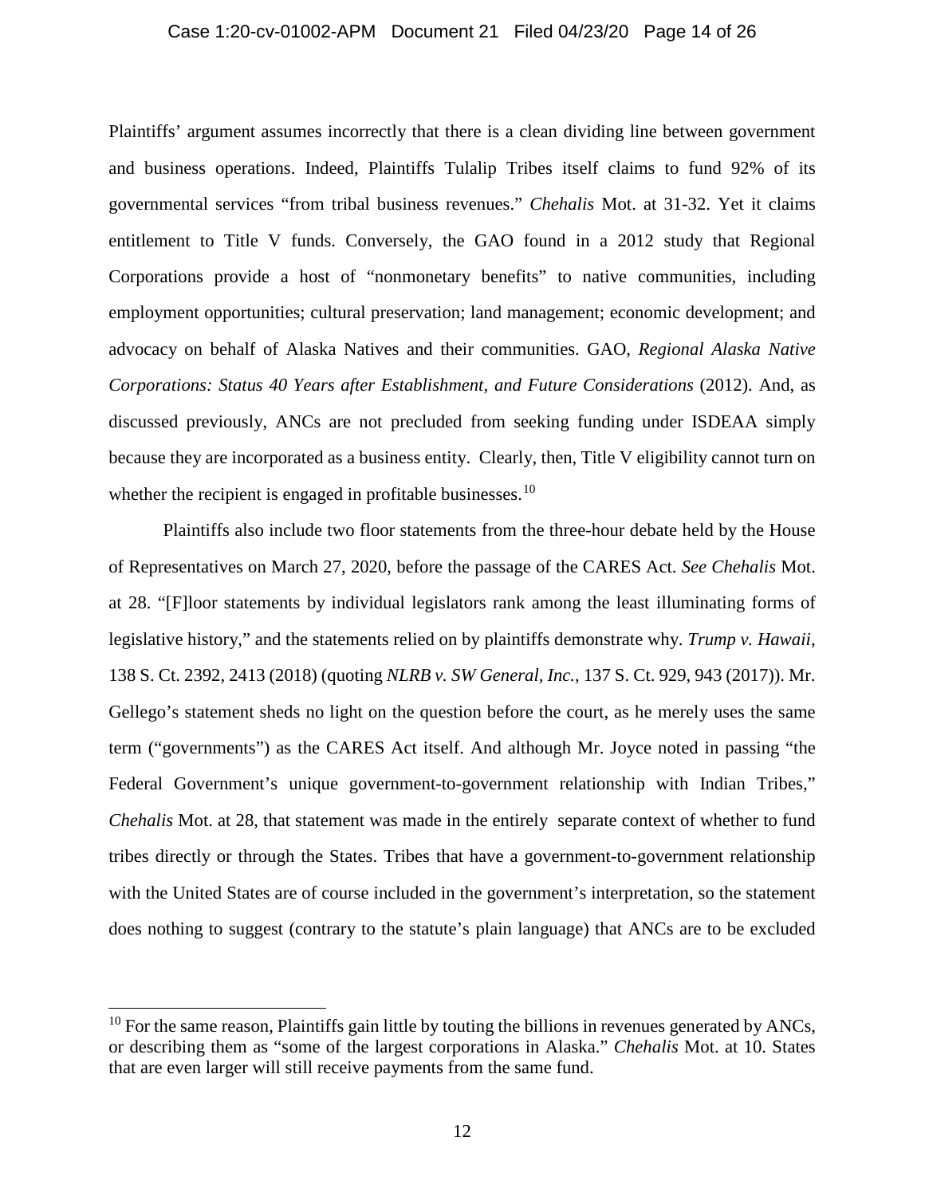Plaintiffs' argument assumes incorrectly that there is a clean dividing line between government and business operations. Indeed, Plaintiffs Tulalip Tribes itself claims to fund 92% of its governmental services "from tribal business revenues." *Chehalis* Mot. at 31-32. Yet it claims entitlement to Title V funds. Conversely, the GAO found in a 2012 study that Regional Corporations provide a host of "nonmonetary benefits" to native communities, including employment opportunities; cultural preservation; land management; economic development; and advocacy on behalf of Alaska Natives and their communities. GAO, *Regional Alaska Native Corporations: Status 40 Years after Establishment, and Future Considerations* (2012). And, as discussed previously, ANCs are not precluded from seeking funding under ISDEAA simply because they are incorporated as a business entity. Clearly, then, Title V eligibility cannot turn on whether the recipient is engaged in profitable businesses.[10]

Plaintiffs also include two floor statements from the three-hour debate held by the House of Representatives on March 27, 2020, before the passage of the CARES Act. *See Chehalis* Mot. at 28. "[F]loor statements by individual legislators rank among the least illuminating forms of legislative history," and the statements relied on by plaintiffs demonstrate why. *Trump v. Hawaii*, 138 S. Ct. 2392, 2413 (2018) (quoting *NLRB v. SW General, Inc.*, 137 S. Ct. 929, 943 (2017)). Mr. Gellego's statement sheds no light on the question before the court, as he merely uses the same term ("governments") as the CARES Act itself. And although Mr. Joyce noted in passing "the Federal Government's unique government-to-government relationship with Indian Tribes," *Chehalis* Mot. at 28, that statement was made in the entirely separate context of whether to fund tribes directly or through the States. Tribes that have a government-to-government relationship with the United States are of course included in the government's interpretation, so the statement does nothing to suggest (contrary to the statute's plain language) that ANCs are to be excluded

---

[10] For the same reason, Plaintiffs gain little by touting the billions in revenues generated by ANCs, or describing them as "some of the largest corporations in Alaska." *Chehalis* Mot. at 10. States that are even larger will still receive payments from the same fund.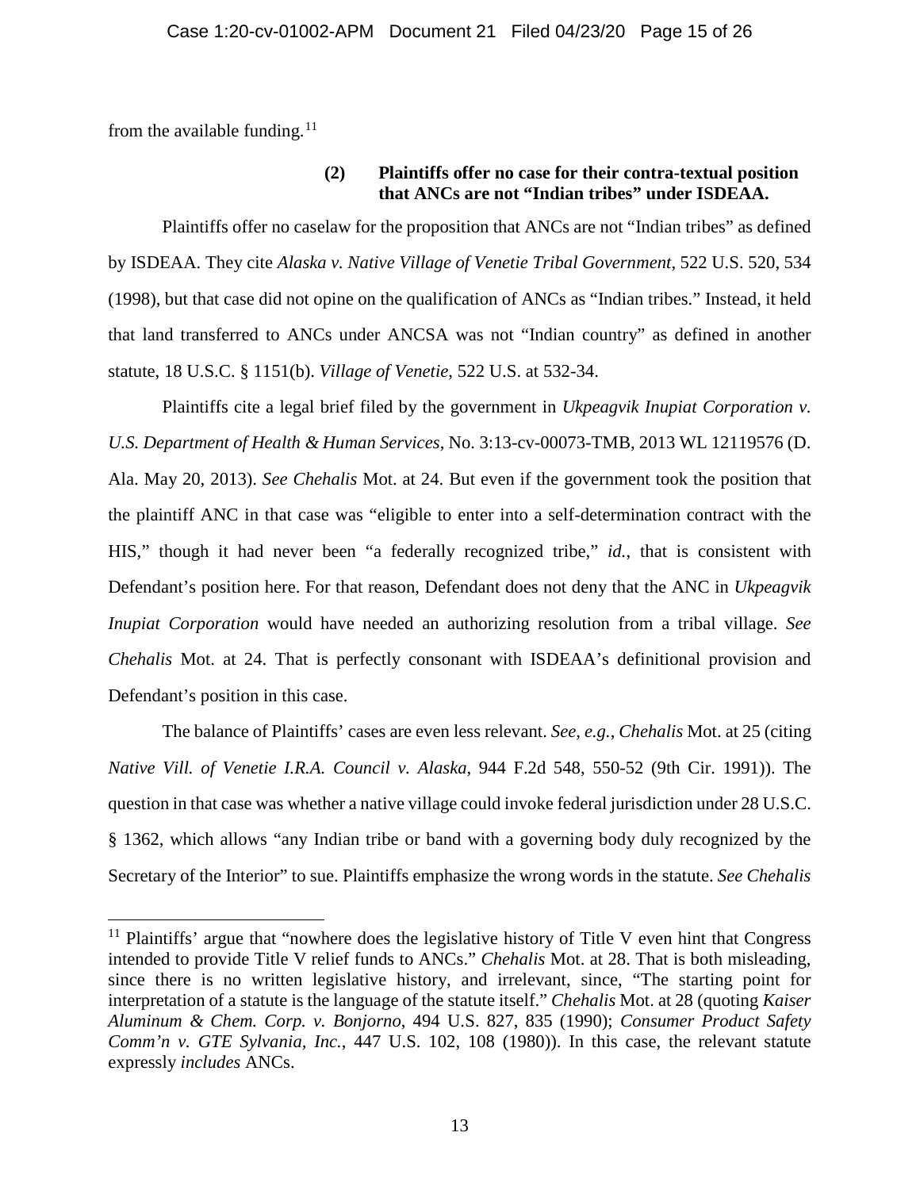from the available funding.[11]

**(2) Plaintiffs offer no case for their contra-textual position that ANCs are not "Indian tribes" under ISDEAA.**

Plaintiffs offer no caselaw for the proposition that ANCs are not "Indian tribes" as defined by ISDEAA. They cite *Alaska v. Native Village of Venetie Tribal Government*, 522 U.S. 520, 534 (1998), but that case did not opine on the qualification of ANCs as "Indian tribes." Instead, it held that land transferred to ANCs under ANCSA was not "Indian country" as defined in another statute, 18 U.S.C. § 1151(b). *Village of Venetie*, 522 U.S. at 532-34.

Plaintiffs cite a legal brief filed by the government in *Ukpeagvik Inupiat Corporation v. U.S. Department of Health & Human Services*, No. 3:13-cv-00073-TMB, 2013 WL 12119576 (D. Ala. May 20, 2013). *See Chehalis* Mot. at 24. But even if the government took the position that the plaintiff ANC in that case was "eligible to enter into a self-determination contract with the HIS," though it had never been "a federally recognized tribe," *id.*, that is consistent with Defendant's position here. For that reason, Defendant does not deny that the ANC in *Ukpeagvik Inupiat Corporation* would have needed an authorizing resolution from a tribal village. *See Chehalis* Mot. at 24. That is perfectly consonant with ISDEAA's definitional provision and Defendant's position in this case.

The balance of Plaintiffs' cases are even less relevant. *See, e.g.*, *Chehalis* Mot. at 25 (citing *Native Vill. of Venetie I.R.A. Council v. Alaska*, 944 F.2d 548, 550-52 (9th Cir. 1991)). The question in that case was whether a native village could invoke federal jurisdiction under 28 U.S.C. § 1362, which allows "any Indian tribe or band with a governing body duly recognized by the Secretary of the Interior" to sue. Plaintiffs emphasize the wrong words in the statute. *See Chehalis*

---

[11] Plaintiffs' argue that "nowhere does the legislative history of Title V even hint that Congress intended to provide Title V relief funds to ANCs." *Chehalis* Mot. at 28. That is both misleading, since there is no written legislative history, and irrelevant, since, "The starting point for interpretation of a statute is the language of the statute itself." *Chehalis* Mot. at 28 (quoting *Kaiser Aluminum & Chem. Corp. v. Bonjorno*, 494 U.S. 827, 835 (1990); *Consumer Product Safety Comm'n v. GTE Sylvania, Inc.*, 447 U.S. 102, 108 (1980)). In this case, the relevant statute expressly *includes* ANCs.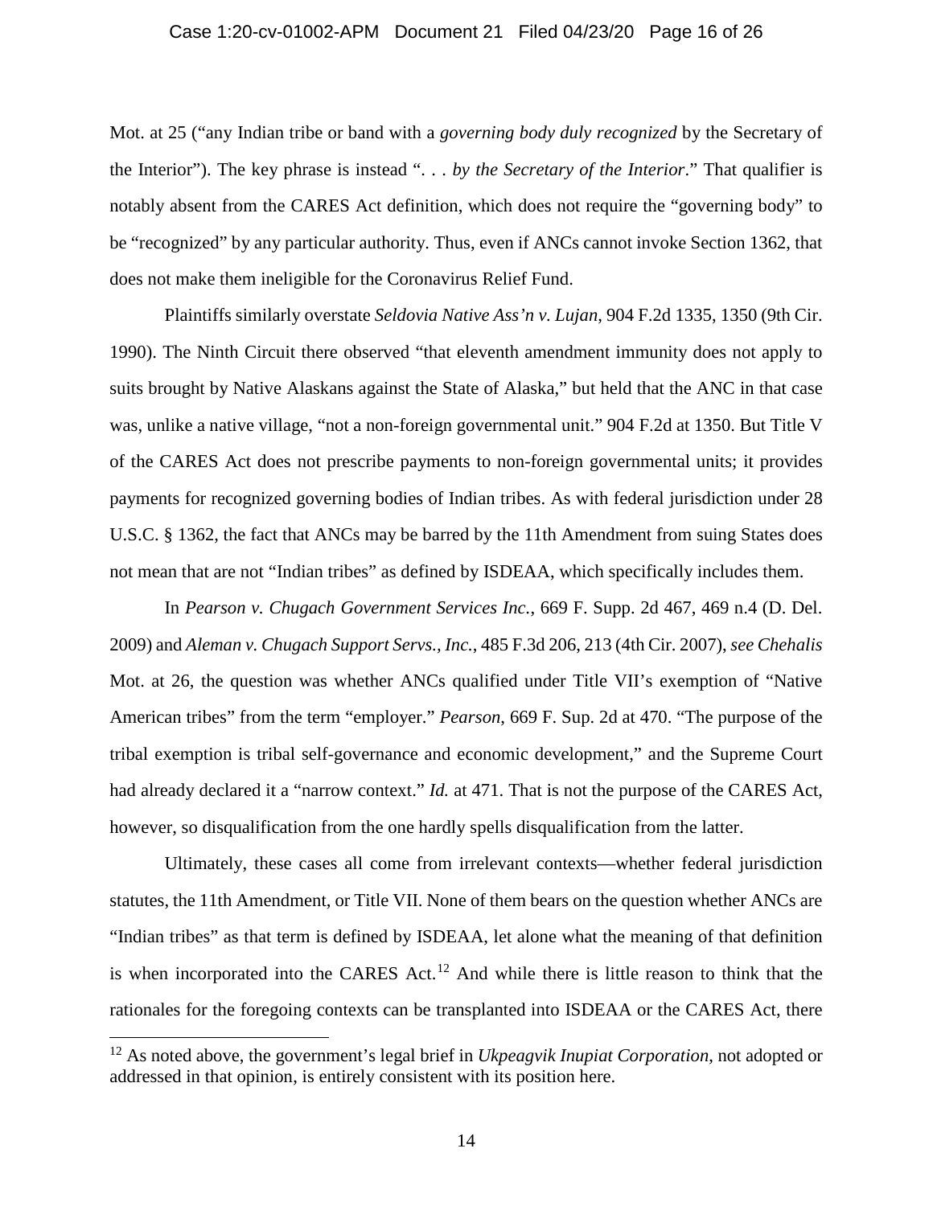Mot. at 25 ("any Indian tribe or band with a *governing body duly recognized* by the Secretary of the Interior"). The key phrase is instead ". . . *by the Secretary of the Interior*." That qualifier is notably absent from the CARES Act definition, which does not require the "governing body" to be "recognized" by any particular authority. Thus, even if ANCs cannot invoke Section 1362, that does not make them ineligible for the Coronavirus Relief Fund.

Plaintiffs similarly overstate *Seldovia Native Ass'n v. Lujan*, 904 F.2d 1335, 1350 (9th Cir. 1990). The Ninth Circuit there observed "that eleventh amendment immunity does not apply to suits brought by Native Alaskans against the State of Alaska," but held that the ANC in that case was, unlike a native village, "not a non-foreign governmental unit." 904 F.2d at 1350. But Title V of the CARES Act does not prescribe payments to non-foreign governmental units; it provides payments for recognized governing bodies of Indian tribes. As with federal jurisdiction under 28 U.S.C. § 1362, the fact that ANCs may be barred by the 11th Amendment from suing States does not mean that are not "Indian tribes" as defined by ISDEAA, which specifically includes them.

In *Pearson v. Chugach Government Services Inc.*, 669 F. Supp. 2d 467, 469 n.4 (D. Del. 2009) and *Aleman v. Chugach Support Servs., Inc.*, 485 F.3d 206, 213 (4th Cir. 2007), *see Chehalis* Mot. at 26, the question was whether ANCs qualified under Title VII's exemption of "Native American tribes" from the term "employer." *Pearson*, 669 F. Sup. 2d at 470. "The purpose of the tribal exemption is tribal self-governance and economic development," and the Supreme Court had already declared it a "narrow context." *Id.* at 471. That is not the purpose of the CARES Act, however, so disqualification from the one hardly spells disqualification from the latter.

Ultimately, these cases all come from irrelevant contexts—whether federal jurisdiction statutes, the 11th Amendment, or Title VII. None of them bears on the question whether ANCs are "Indian tribes" as that term is defined by ISDEAA, let alone what the meaning of that definition is when incorporated into the CARES Act.[12] And while there is little reason to think that the rationales for the foregoing contexts can be transplanted into ISDEAA or the CARES Act, there

[12] As noted above, the government's legal brief in *Ukpeagvik Inupiat Corporation*, not adopted or addressed in that opinion, is entirely consistent with its position here.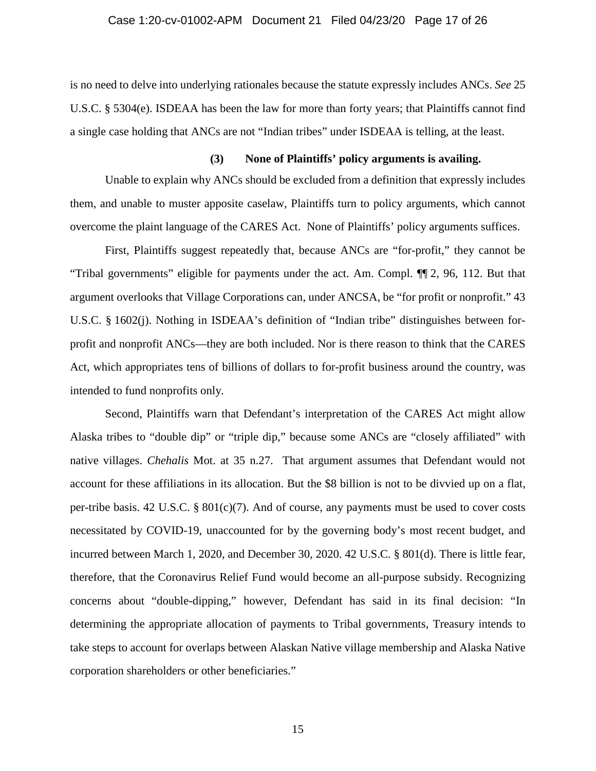is no need to delve into underlying rationales because the statute expressly includes ANCs. *See* 25 U.S.C. § 5304(e). ISDEAA has been the law for more than forty years; that Plaintiffs cannot find a single case holding that ANCs are not "Indian tribes" under ISDEAA is telling, at the least.

**(3) None of Plaintiffs' policy arguments is availing.**

Unable to explain why ANCs should be excluded from a definition that expressly includes them, and unable to muster apposite caselaw, Plaintiffs turn to policy arguments, which cannot overcome the plaint language of the CARES Act. None of Plaintiffs' policy arguments suffices.

First, Plaintiffs suggest repeatedly that, because ANCs are "for-profit," they cannot be "Tribal governments" eligible for payments under the act. Am. Compl. ¶¶ 2, 96, 112. But that argument overlooks that Village Corporations can, under ANCSA, be "for profit or nonprofit." 43 U.S.C. § 1602(j). Nothing in ISDEAA's definition of "Indian tribe" distinguishes between for-profit and nonprofit ANCs—they are both included. Nor is there reason to think that the CARES Act, which appropriates tens of billions of dollars to for-profit business around the country, was intended to fund nonprofits only.

Second, Plaintiffs warn that Defendant's interpretation of the CARES Act might allow Alaska tribes to "double dip" or "triple dip," because some ANCs are "closely affiliated" with native villages. *Chehalis* Mot. at 35 n.27. That argument assumes that Defendant would not account for these affiliations in its allocation. But the \$8 billion is not to be divvied up on a flat, per-tribe basis. 42 U.S.C. § 801(c)(7). And of course, any payments must be used to cover costs necessitated by COVID-19, unaccounted for by the governing body's most recent budget, and incurred between March 1, 2020, and December 30, 2020. 42 U.S.C. § 801(d). There is little fear, therefore, that the Coronavirus Relief Fund would become an all-purpose subsidy. Recognizing concerns about "double-dipping," however, Defendant has said in its final decision: "In determining the appropriate allocation of payments to Tribal governments, Treasury intends to take steps to account for overlaps between Alaskan Native village membership and Alaska Native corporation shareholders or other beneficiaries."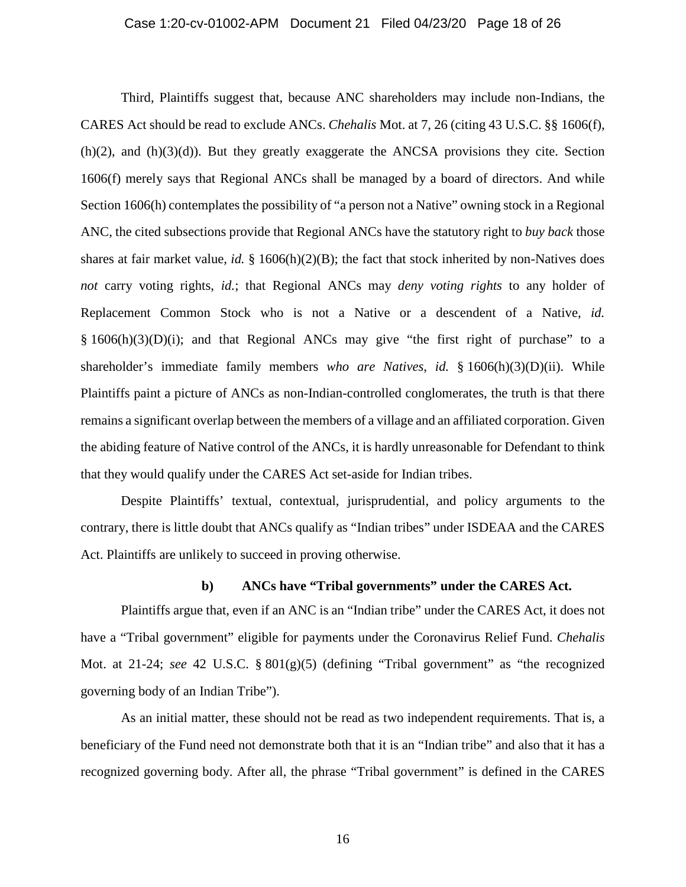Third, Plaintiffs suggest that, because ANC shareholders may include non-Indians, the CARES Act should be read to exclude ANCs. *Chehalis* Mot. at 7, 26 (citing 43 U.S.C. §§ 1606(f), (h)(2), and (h)(3)(d)). But they greatly exaggerate the ANCSA provisions they cite. Section 1606(f) merely says that Regional ANCs shall be managed by a board of directors. And while Section 1606(h) contemplates the possibility of "a person not a Native" owning stock in a Regional ANC, the cited subsections provide that Regional ANCs have the statutory right to *buy back* those shares at fair market value, *id.* § 1606(h)(2)(B); the fact that stock inherited by non-Natives does *not* carry voting rights, *id.*; that Regional ANCs may *deny voting rights* to any holder of Replacement Common Stock who is not a Native or a descendent of a Native, *id.* § 1606(h)(3)(D)(i); and that Regional ANCs may give "the first right of purchase" to a shareholder's immediate family members *who are Natives*, *id.* § 1606(h)(3)(D)(ii). While Plaintiffs paint a picture of ANCs as non-Indian-controlled conglomerates, the truth is that there remains a significant overlap between the members of a village and an affiliated corporation. Given the abiding feature of Native control of the ANCs, it is hardly unreasonable for Defendant to think that they would qualify under the CARES Act set-aside for Indian tribes.

Despite Plaintiffs' textual, contextual, jurisprudential, and policy arguments to the contrary, there is little doubt that ANCs qualify as "Indian tribes" under ISDEAA and the CARES Act. Plaintiffs are unlikely to succeed in proving otherwise.

#### b) ANCs have "Tribal governments" under the CARES Act.

Plaintiffs argue that, even if an ANC is an "Indian tribe" under the CARES Act, it does not have a "Tribal government" eligible for payments under the Coronavirus Relief Fund. *Chehalis* Mot. at 21-24; *see* 42 U.S.C. § 801(g)(5) (defining "Tribal government" as "the recognized governing body of an Indian Tribe").

As an initial matter, these should not be read as two independent requirements. That is, a beneficiary of the Fund need not demonstrate both that it is an "Indian tribe" and also that it has a recognized governing body. After all, the phrase "Tribal government" is defined in the CARES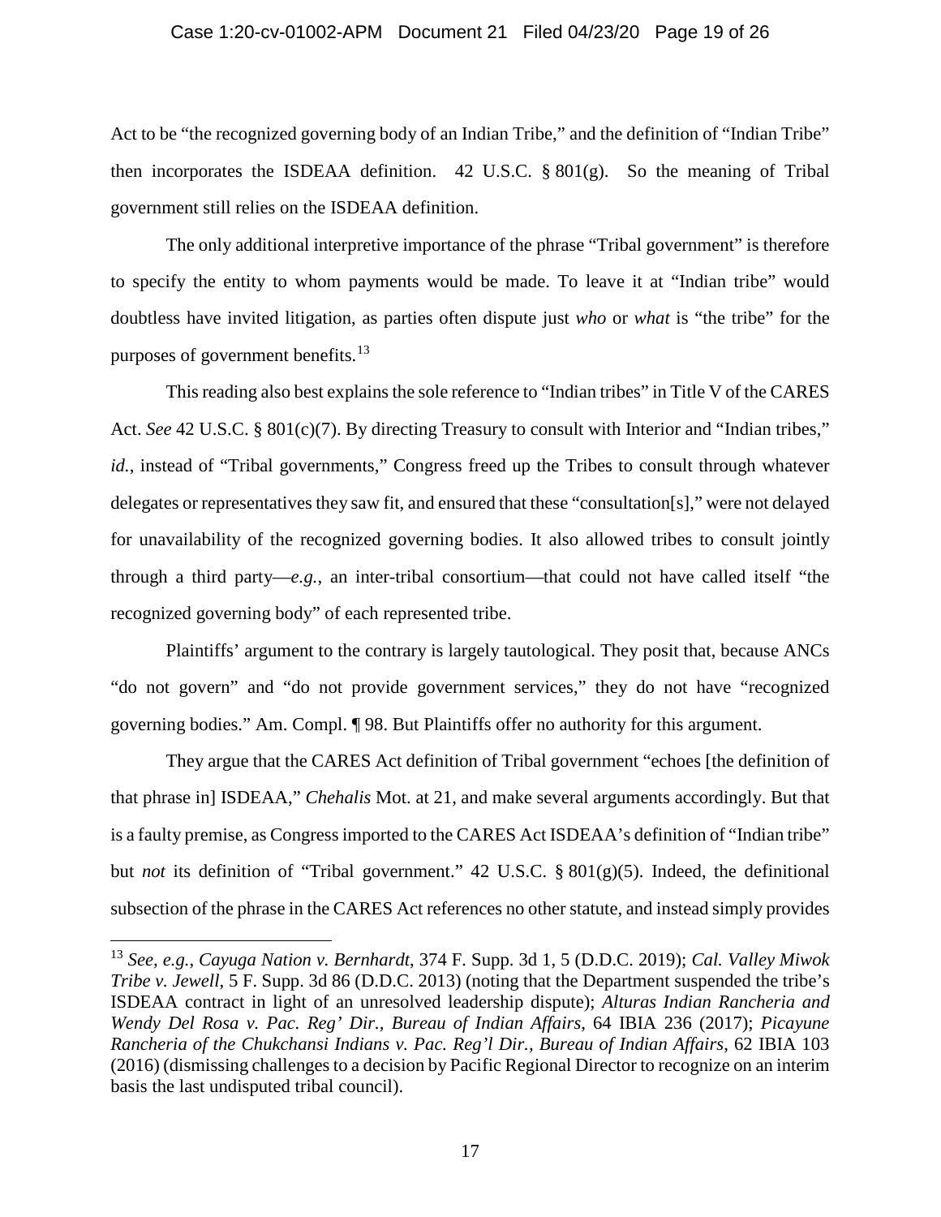Act to be "the recognized governing body of an Indian Tribe," and the definition of "Indian Tribe" then incorporates the ISDEAA definition. 42 U.S.C. § 801(g). So the meaning of Tribal government still relies on the ISDEAA definition.

The only additional interpretive importance of the phrase "Tribal government" is therefore to specify the entity to whom payments would be made. To leave it at "Indian tribe" would doubtless have invited litigation, as parties often dispute just *who* or *what* is "the tribe" for the purposes of government benefits.[13]

This reading also best explains the sole reference to "Indian tribes" in Title V of the CARES Act. *See* 42 U.S.C. § 801(c)(7). By directing Treasury to consult with Interior and "Indian tribes," *id.*, instead of "Tribal governments," Congress freed up the Tribes to consult through whatever delegates or representatives they saw fit, and ensured that these "consultation[s]," were not delayed for unavailability of the recognized governing bodies. It also allowed tribes to consult jointly through a third party—*e.g.*, an inter-tribal consortium—that could not have called itself "the recognized governing body" of each represented tribe.

Plaintiffs' argument to the contrary is largely tautological. They posit that, because ANCs "do not govern" and "do not provide government services," they do not have "recognized governing bodies." Am. Compl. ¶ 98. But Plaintiffs offer no authority for this argument.

They argue that the CARES Act definition of Tribal government "echoes [the definition of that phrase in] ISDEAA," *Chehalis* Mot. at 21, and make several arguments accordingly. But that is a faulty premise, as Congress imported to the CARES Act ISDEAA's definition of "Indian tribe" but *not* its definition of "Tribal government." 42 U.S.C. § 801(g)(5). Indeed, the definitional subsection of the phrase in the CARES Act references no other statute, and instead simply provides

---

[13] *See, e.g.*, *Cayuga Nation v. Bernhardt*, 374 F. Supp. 3d 1, 5 (D.D.C. 2019); *Cal. Valley Miwok Tribe v. Jewell*, 5 F. Supp. 3d 86 (D.D.C. 2013) (noting that the Department suspended the tribe's ISDEAA contract in light of an unresolved leadership dispute); *Alturas Indian Rancheria and Wendy Del Rosa v. Pac. Reg' Dir., Bureau of Indian Affairs*, 64 IBIA 236 (2017); *Picayune Rancheria of the Chukchansi Indians v. Pac. Reg'l Dir., Bureau of Indian Affairs*, 62 IBIA 103 (2016) (dismissing challenges to a decision by Pacific Regional Director to recognize on an interim basis the last undisputed tribal council).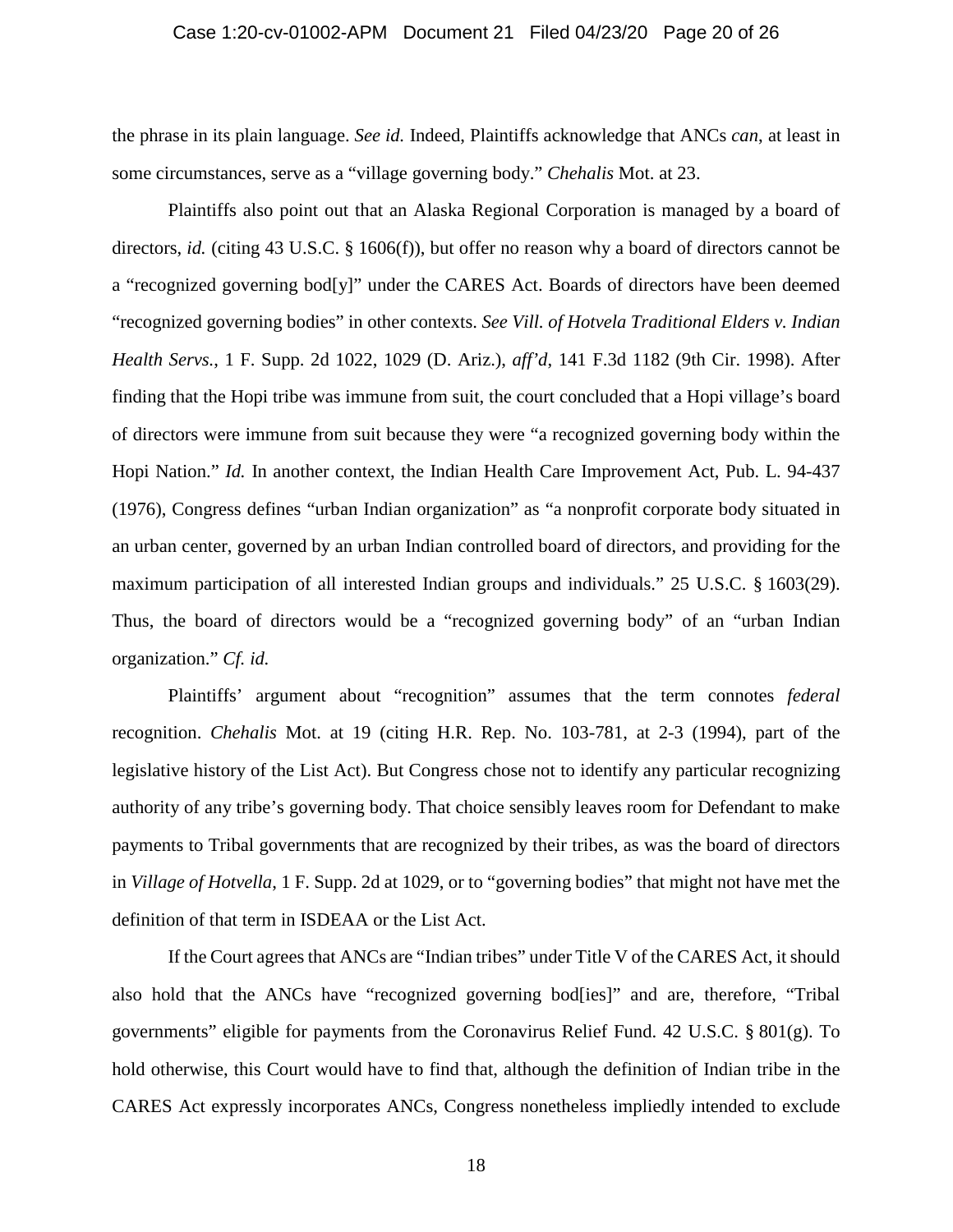the phrase in its plain language. *See id.* Indeed, Plaintiffs acknowledge that ANCs *can*, at least in some circumstances, serve as a "village governing body." *Chehalis* Mot. at 23.

Plaintiffs also point out that an Alaska Regional Corporation is managed by a board of directors, *id.* (citing 43 U.S.C. § 1606(f)), but offer no reason why a board of directors cannot be a "recognized governing bod[y]" under the CARES Act. Boards of directors have been deemed "recognized governing bodies" in other contexts. *See Vill. of Hotvela Traditional Elders v. Indian Health Servs.*, 1 F. Supp. 2d 1022, 1029 (D. Ariz.), *aff'd*, 141 F.3d 1182 (9th Cir. 1998). After finding that the Hopi tribe was immune from suit, the court concluded that a Hopi village's board of directors were immune from suit because they were "a recognized governing body within the Hopi Nation." *Id.* In another context, the Indian Health Care Improvement Act, Pub. L. 94-437 (1976), Congress defines "urban Indian organization" as "a nonprofit corporate body situated in an urban center, governed by an urban Indian controlled board of directors, and providing for the maximum participation of all interested Indian groups and individuals." 25 U.S.C. § 1603(29). Thus, the board of directors would be a "recognized governing body" of an "urban Indian organization." *Cf. id.*

Plaintiffs' argument about "recognition" assumes that the term connotes *federal* recognition. *Chehalis* Mot. at 19 (citing H.R. Rep. No. 103-781, at 2-3 (1994), part of the legislative history of the List Act). But Congress chose not to identify any particular recognizing authority of any tribe's governing body. That choice sensibly leaves room for Defendant to make payments to Tribal governments that are recognized by their tribes, as was the board of directors in *Village of Hotvella*, 1 F. Supp. 2d at 1029, or to "governing bodies" that might not have met the definition of that term in ISDEAA or the List Act.

If the Court agrees that ANCs are "Indian tribes" under Title V of the CARES Act, it should also hold that the ANCs have "recognized governing bod[ies]" and are, therefore, "Tribal governments" eligible for payments from the Coronavirus Relief Fund. 42 U.S.C. § 801(g). To hold otherwise, this Court would have to find that, although the definition of Indian tribe in the CARES Act expressly incorporates ANCs, Congress nonetheless impliedly intended to exclude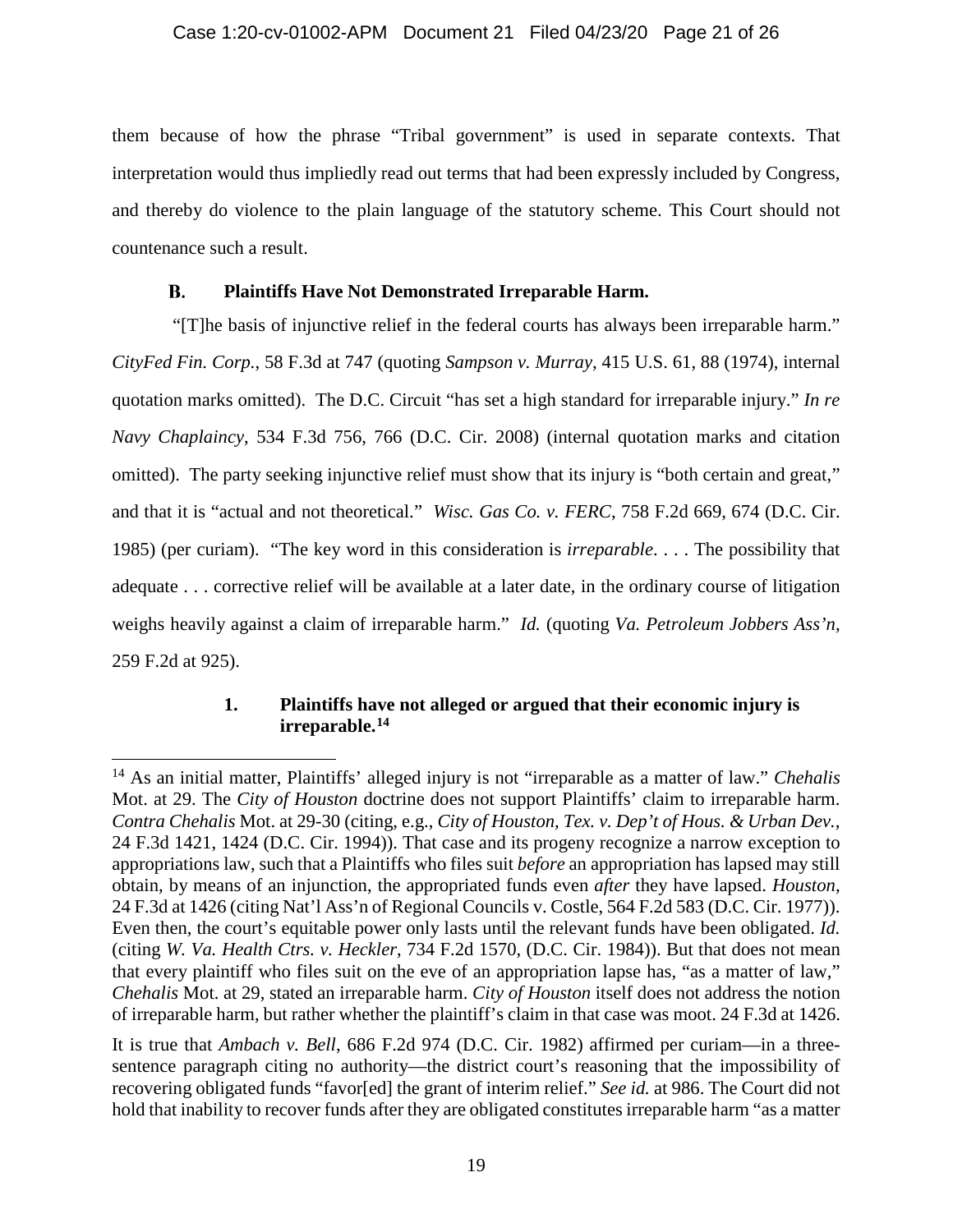them because of how the phrase "Tribal government" is used in separate contexts. That interpretation would thus impliedly read out terms that had been expressly included by Congress, and thereby do violence to the plain language of the statutory scheme. This Court should not countenance such a result.

### B. Plaintiffs Have Not Demonstrated Irreparable Harm.

"[T]he basis of injunctive relief in the federal courts has always been irreparable harm." *CityFed Fin. Corp.*, 58 F.3d at 747 (quoting *Sampson v. Murray*, 415 U.S. 61, 88 (1974), internal quotation marks omitted). The D.C. Circuit "has set a high standard for irreparable injury." *In re Navy Chaplaincy*, 534 F.3d 756, 766 (D.C. Cir. 2008) (internal quotation marks and citation omitted). The party seeking injunctive relief must show that its injury is "both certain and great," and that it is "actual and not theoretical." *Wisc. Gas Co. v. FERC*, 758 F.2d 669, 674 (D.C. Cir. 1985) (per curiam). "The key word in this consideration is *irreparable*. . . . The possibility that adequate . . . corrective relief will be available at a later date, in the ordinary course of litigation weighs heavily against a claim of irreparable harm." *Id.* (quoting *Va. Petroleum Jobbers Ass'n*, 259 F.2d at 925).

#### 1. Plaintiffs have not alleged or argued that their economic injury is irreparable.[14]

[14] As an initial matter, Plaintiffs' alleged injury is not "irreparable as a matter of law." *Chehalis* Mot. at 29. The *City of Houston* doctrine does not support Plaintiffs' claim to irreparable harm. *Contra Chehalis* Mot. at 29-30 (citing, e.g., *City of Houston, Tex. v. Dep't of Hous. & Urban Dev.*, 24 F.3d 1421, 1424 (D.C. Cir. 1994)). That case and its progeny recognize a narrow exception to appropriations law, such that a Plaintiffs who files suit *before* an appropriation has lapsed may still obtain, by means of an injunction, the appropriated funds even *after* they have lapsed. *Houston*, 24 F.3d at 1426 (citing Nat'l Ass'n of Regional Councils v. Costle, 564 F.2d 583 (D.C. Cir. 1977)). Even then, the court's equitable power only lasts until the relevant funds have been obligated. *Id.* (citing *W. Va. Health Ctrs. v. Heckler*, 734 F.2d 1570, (D.C. Cir. 1984)). But that does not mean that every plaintiff who files suit on the eve of an appropriation lapse has, "as a matter of law," *Chehalis* Mot. at 29, stated an irreparable harm. *City of Houston* itself does not address the notion of irreparable harm, but rather whether the plaintiff's claim in that case was moot. 24 F.3d at 1426.

It is true that *Ambach v. Bell*, 686 F.2d 974 (D.C. Cir. 1982) affirmed per curiam—in a three-sentence paragraph citing no authority—the district court's reasoning that the impossibility of recovering obligated funds "favor[ed] the grant of interim relief." *See id.* at 986. The Court did not hold that inability to recover funds after they are obligated constitutes irreparable harm "as a matter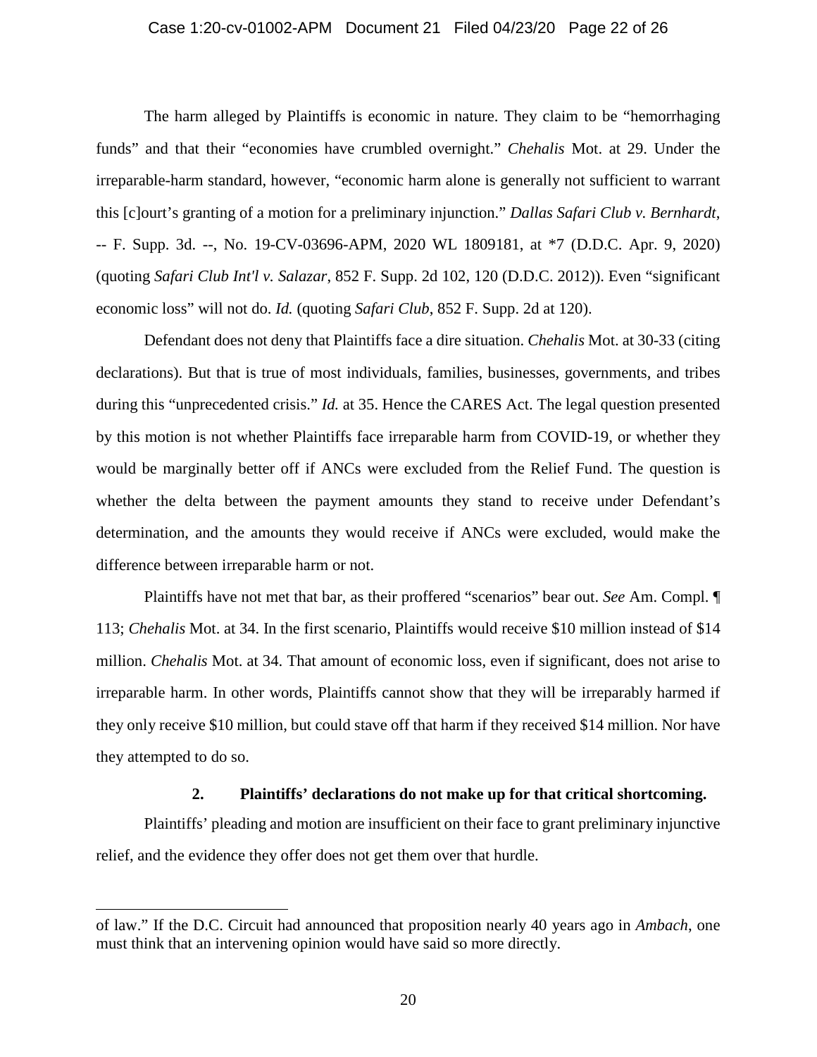The harm alleged by Plaintiffs is economic in nature. They claim to be "hemorrhaging funds" and that their "economies have crumbled overnight." *Chehalis* Mot. at 29. Under the irreparable-harm standard, however, "economic harm alone is generally not sufficient to warrant this [c]ourt's granting of a motion for a preliminary injunction." *Dallas Safari Club v. Bernhardt*, -- F. Supp. 3d. --, No. 19-CV-03696-APM, 2020 WL 1809181, at *7 (D.D.C. Apr. 9, 2020) (quoting *Safari Club Int'l v. Salazar*, 852 F. Supp. 2d 102, 120 (D.D.C. 2012)). Even "significant economic loss" will not do. *Id.* (quoting *Safari Club*, 852 F. Supp. 2d at 120).

Defendant does not deny that Plaintiffs face a dire situation. *Chehalis* Mot. at 30-33 (citing declarations). But that is true of most individuals, families, businesses, governments, and tribes during this "unprecedented crisis." *Id.* at 35. Hence the CARES Act. The legal question presented by this motion is not whether Plaintiffs face irreparable harm from COVID-19, or whether they would be marginally better off if ANCs were excluded from the Relief Fund. The question is whether the delta between the payment amounts they stand to receive under Defendant's determination, and the amounts they would receive if ANCs were excluded, would make the difference between irreparable harm or not.

Plaintiffs have not met that bar, as their proffered "scenarios" bear out. *See* Am. Compl. ¶ 113; *Chehalis* Mot. at 34. In the first scenario, Plaintiffs would receive $10 million instead of $14 million. *Chehalis* Mot. at 34. That amount of economic loss, even if significant, does not arise to irreparable harm. In other words, Plaintiffs cannot show that they will be irreparably harmed if they only receive $10 million, but could stave off that harm if they received $14 million. Nor have they attempted to do so.

**2. Plaintiffs' declarations do not make up for that critical shortcoming.**

Plaintiffs' pleading and motion are insufficient on their face to grant preliminary injunctive relief, and the evidence they offer does not get them over that hurdle.

---

of law." If the D.C. Circuit had announced that proposition nearly 40 years ago in *Ambach*, one must think that an intervening opinion would have said so more directly.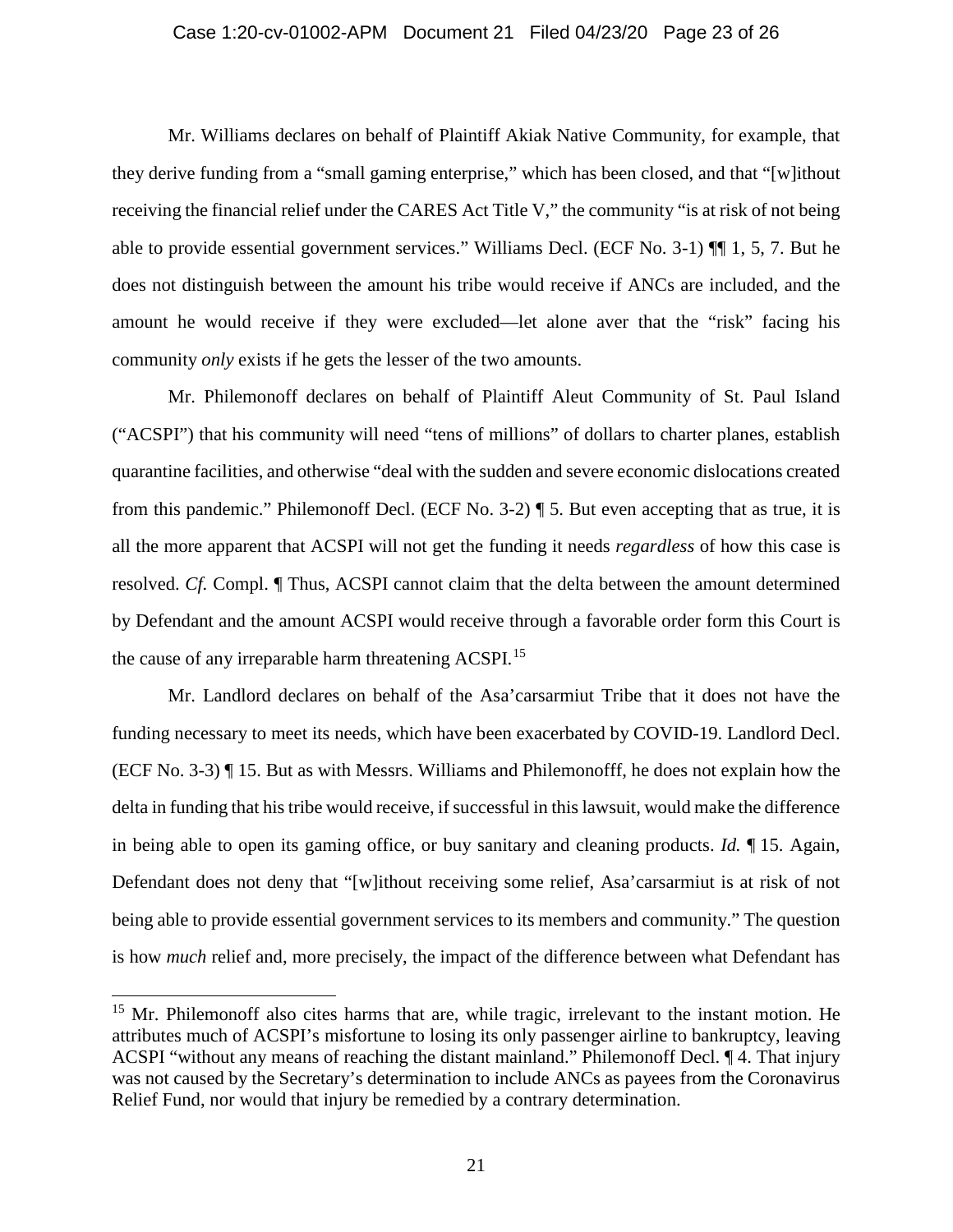Mr. Williams declares on behalf of Plaintiff Akiak Native Community, for example, that they derive funding from a "small gaming enterprise," which has been closed, and that "[w]ithout receiving the financial relief under the CARES Act Title V," the community "is at risk of not being able to provide essential government services." Williams Decl. (ECF No. 3-1) ¶¶ 1, 5, 7. But he does not distinguish between the amount his tribe would receive if ANCs are included, and the amount he would receive if they were excluded—let alone aver that the "risk" facing his community *only* exists if he gets the lesser of the two amounts.

Mr. Philemonoff declares on behalf of Plaintiff Aleut Community of St. Paul Island ("ACSPI") that his community will need "tens of millions" of dollars to charter planes, establish quarantine facilities, and otherwise "deal with the sudden and severe economic dislocations created from this pandemic." Philemonoff Decl. (ECF No. 3-2) ¶ 5. But even accepting that as true, it is all the more apparent that ACSPI will not get the funding it needs *regardless* of how this case is resolved. *Cf.* Compl. ¶ Thus, ACSPI cannot claim that the delta between the amount determined by Defendant and the amount ACSPI would receive through a favorable order form this Court is the cause of any irreparable harm threatening ACSPI.[15]

Mr. Landlord declares on behalf of the Asa'carsarmiut Tribe that it does not have the funding necessary to meet its needs, which have been exacerbated by COVID-19. Landlord Decl. (ECF No. 3-3) ¶ 15. But as with Messrs. Williams and Philemonofff, he does not explain how the delta in funding that his tribe would receive, if successful in this lawsuit, would make the difference in being able to open its gaming office, or buy sanitary and cleaning products. *Id.* ¶ 15. Again, Defendant does not deny that "[w]ithout receiving some relief, Asa'carsarmiut is at risk of not being able to provide essential government services to its members and community." The question is how *much* relief and, more precisely, the impact of the difference between what Defendant has

[15] Mr. Philemonoff also cites harms that are, while tragic, irrelevant to the instant motion. He attributes much of ACSPI's misfortune to losing its only passenger airline to bankruptcy, leaving ACSPI "without any means of reaching the distant mainland." Philemonoff Decl. ¶ 4. That injury was not caused by the Secretary's determination to include ANCs as payees from the Coronavirus Relief Fund, nor would that injury be remedied by a contrary determination.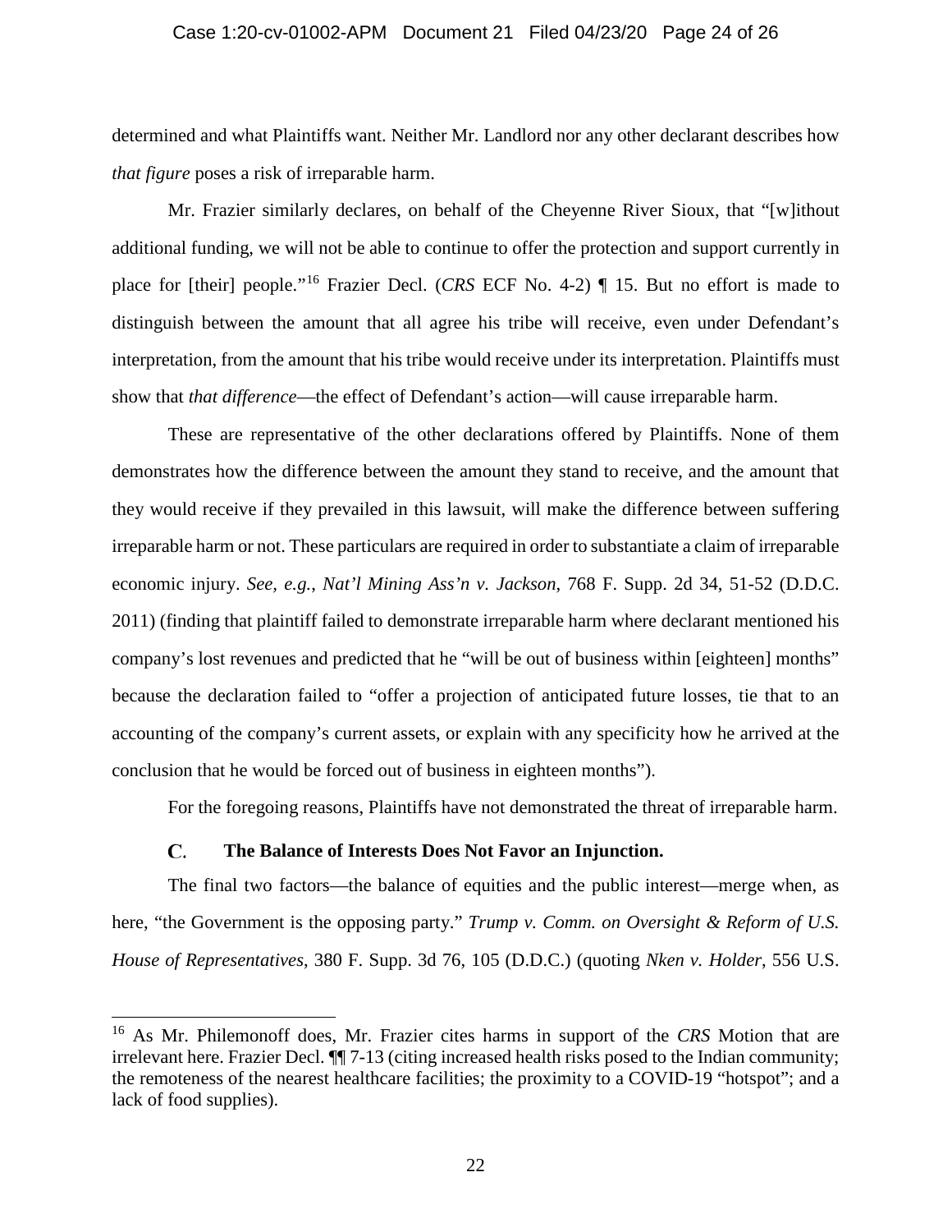determined and what Plaintiffs want. Neither Mr. Landlord nor any other declarant describes how *that figure* poses a risk of irreparable harm.

Mr. Frazier similarly declares, on behalf of the Cheyenne River Sioux, that "[w]ithout additional funding, we will not be able to continue to offer the protection and support currently in place for [their] people."[16] Frazier Decl. (*CRS* ECF No. 4-2) ¶ 15. But no effort is made to distinguish between the amount that all agree his tribe will receive, even under Defendant's interpretation, from the amount that his tribe would receive under its interpretation. Plaintiffs must show that *that difference*—the effect of Defendant's action—will cause irreparable harm.

These are representative of the other declarations offered by Plaintiffs. None of them demonstrates how the difference between the amount they stand to receive, and the amount that they would receive if they prevailed in this lawsuit, will make the difference between suffering irreparable harm or not. These particulars are required in order to substantiate a claim of irreparable economic injury. *See, e.g.*, *Nat'l Mining Ass'n v. Jackson*, 768 F. Supp. 2d 34, 51-52 (D.D.C. 2011) (finding that plaintiff failed to demonstrate irreparable harm where declarant mentioned his company's lost revenues and predicted that he "will be out of business within [eighteen] months" because the declaration failed to "offer a projection of anticipated future losses, tie that to an accounting of the company's current assets, or explain with any specificity how he arrived at the conclusion that he would be forced out of business in eighteen months").

For the foregoing reasons, Plaintiffs have not demonstrated the threat of irreparable harm.

### C. The Balance of Interests Does Not Favor an Injunction.

The final two factors—the balance of equities and the public interest—merge when, as here, "the Government is the opposing party." *Trump v. Comm. on Oversight & Reform of U.S. House of Representatives*, 380 F. Supp. 3d 76, 105 (D.D.C.) (quoting *Nken v. Holder*, 556 U.S.

[16] As Mr. Philemonoff does, Mr. Frazier cites harms in support of the *CRS* Motion that are irrelevant here. Frazier Decl. ¶¶ 7-13 (citing increased health risks posed to the Indian community; the remoteness of the nearest healthcare facilities; the proximity to a COVID-19 "hotspot"; and a lack of food supplies).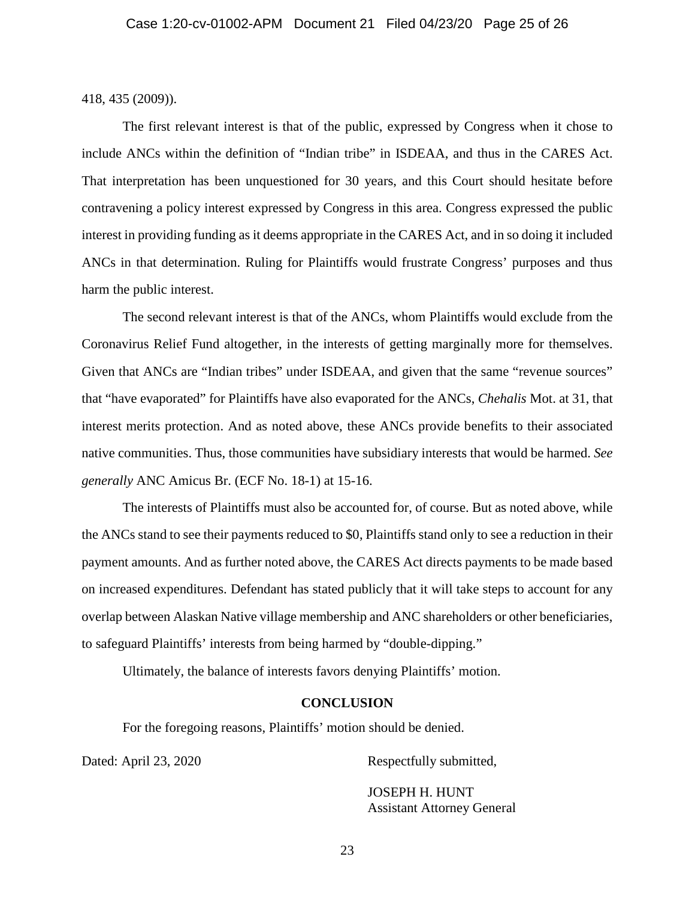418, 435 (2009)).

The first relevant interest is that of the public, expressed by Congress when it chose to include ANCs within the definition of "Indian tribe" in ISDEAA, and thus in the CARES Act. That interpretation has been unquestioned for 30 years, and this Court should hesitate before contravening a policy interest expressed by Congress in this area. Congress expressed the public interest in providing funding as it deems appropriate in the CARES Act, and in so doing it included ANCs in that determination. Ruling for Plaintiffs would frustrate Congress' purposes and thus harm the public interest.

The second relevant interest is that of the ANCs, whom Plaintiffs would exclude from the Coronavirus Relief Fund altogether, in the interests of getting marginally more for themselves. Given that ANCs are "Indian tribes" under ISDEAA, and given that the same "revenue sources" that "have evaporated" for Plaintiffs have also evaporated for the ANCs, *Chehalis* Mot. at 31, that interest merits protection. And as noted above, these ANCs provide benefits to their associated native communities. Thus, those communities have subsidiary interests that would be harmed. *See generally* ANC Amicus Br. (ECF No. 18-1) at 15-16.

The interests of Plaintiffs must also be accounted for, of course. But as noted above, while the ANCs stand to see their payments reduced to $0, Plaintiffs stand only to see a reduction in their payment amounts. And as further noted above, the CARES Act directs payments to be made based on increased expenditures. Defendant has stated publicly that it will take steps to account for any overlap between Alaskan Native village membership and ANC shareholders or other beneficiaries, to safeguard Plaintiffs' interests from being harmed by "double-dipping."

Ultimately, the balance of interests favors denying Plaintiffs' motion.

## CONCLUSION

For the foregoing reasons, Plaintiffs' motion should be denied.

Dated: April 23, 2020

Respectfully submitted,

JOSEPH H. HUNT
Assistant Attorney General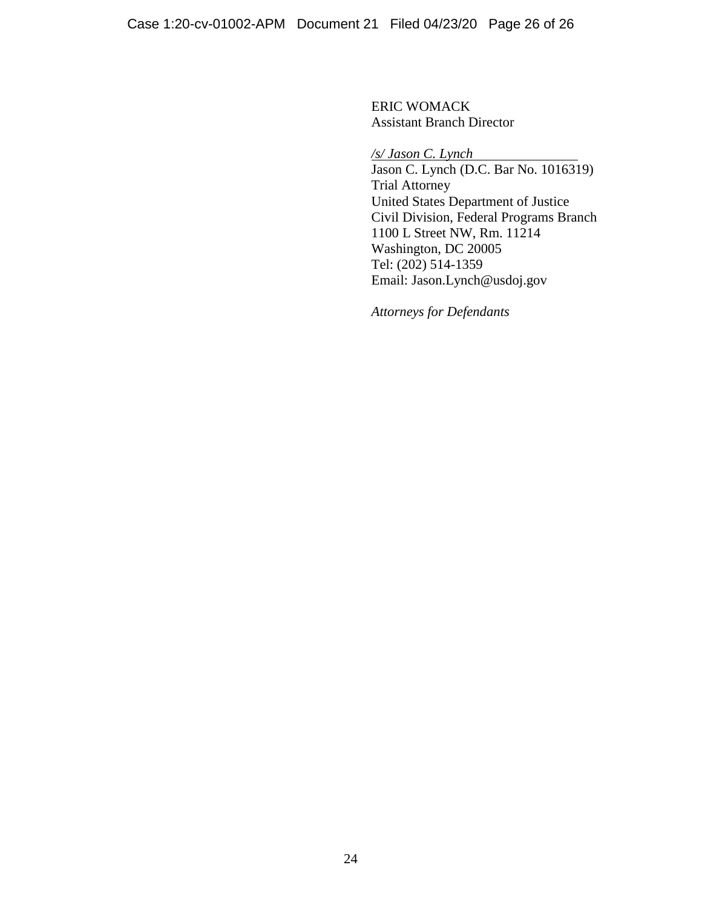ERIC WOMACK
Assistant Branch Director

*/s/ Jason C. Lynch*
Jason C. Lynch (D.C. Bar No. 1016319)
Trial Attorney
United States Department of Justice
Civil Division, Federal Programs Branch
1100 L Street NW, Rm. 11214
Washington, DC 20005
Tel: (202) 514-1359
Email: Jason.Lynch@usdoj.gov

*Attorneys for Defendants*